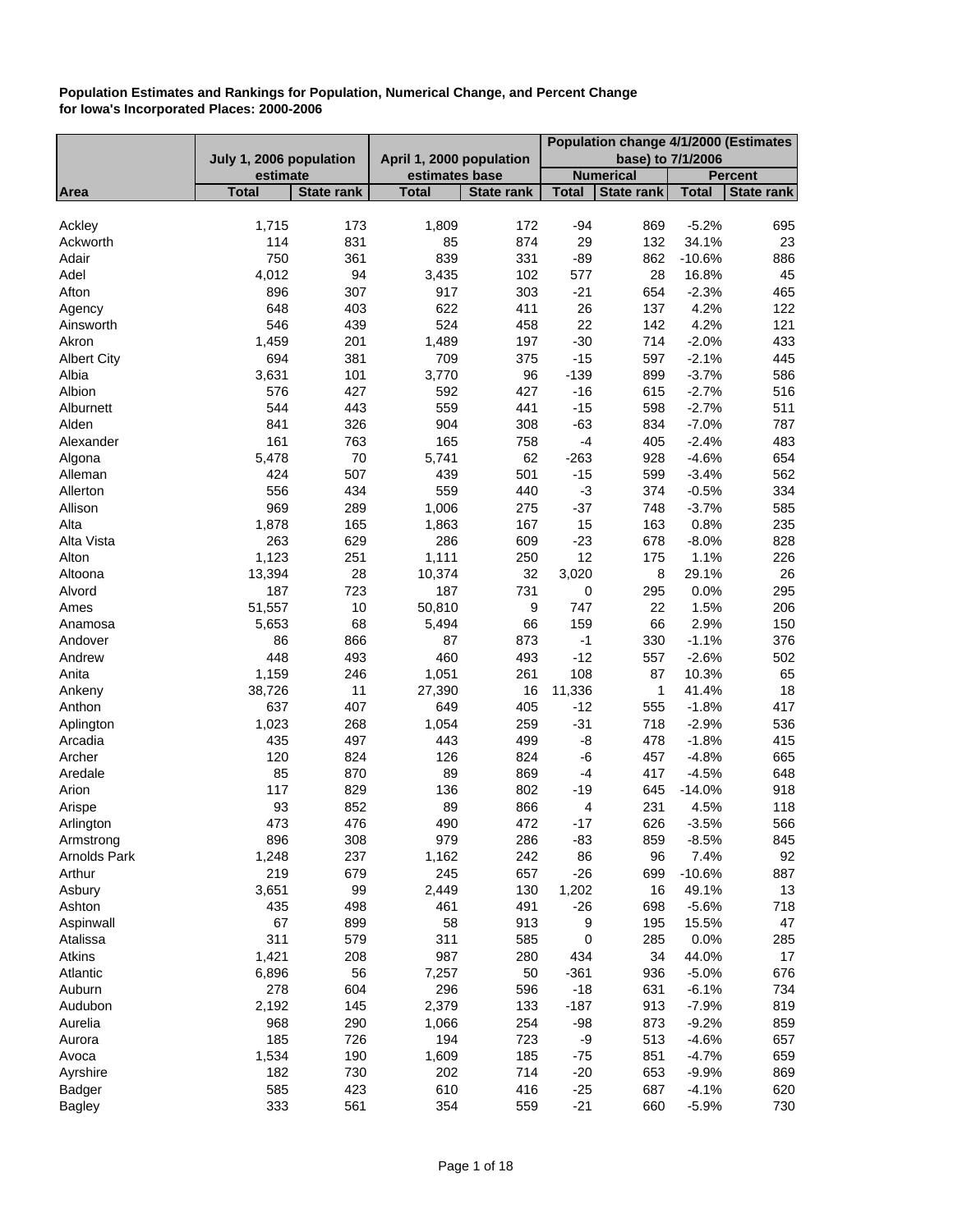**Population Estimates and Rankings for Population, Numerical Change, and Percent Change for Iowa's Incorporated Places: 2000-2006**

| | July 1, 2006 population estimate | | April 1, 2000 population estimates base | | Population change 4/1/2000 (Estimates base) to 7/1/2006 | | | |
|---|---|---|---|---|---|---|---|---|
| | | | | | Numerical | | Percent | |
| Area | Total | State rank | Total | State rank | Total | State rank | Total | State rank |
| Ackley | 1,715 | 173 | 1,809 | 172 | -94 | 869 | -5.2% | 695 |
| Ackworth | 114 | 831 | 85 | 874 | 29 | 132 | 34.1% | 23 |
| Adair | 750 | 361 | 839 | 331 | -89 | 862 | -10.6% | 886 |
| Adel | 4,012 | 94 | 3,435 | 102 | 577 | 28 | 16.8% | 45 |
| Afton | 896 | 307 | 917 | 303 | -21 | 654 | -2.3% | 465 |
| Agency | 648 | 403 | 622 | 411 | 26 | 137 | 4.2% | 122 |
| Ainsworth | 546 | 439 | 524 | 458 | 22 | 142 | 4.2% | 121 |
| Akron | 1,459 | 201 | 1,489 | 197 | -30 | 714 | -2.0% | 433 |
| Albert City | 694 | 381 | 709 | 375 | -15 | 597 | -2.1% | 445 |
| Albia | 3,631 | 101 | 3,770 | 96 | -139 | 899 | -3.7% | 586 |
| Albion | 576 | 427 | 592 | 427 | -16 | 615 | -2.7% | 516 |
| Alburnett | 544 | 443 | 559 | 441 | -15 | 598 | -2.7% | 511 |
| Alden | 841 | 326 | 904 | 308 | -63 | 834 | -7.0% | 787 |
| Alexander | 161 | 763 | 165 | 758 | -4 | 405 | -2.4% | 483 |
| Algona | 5,478 | 70 | 5,741 | 62 | -263 | 928 | -4.6% | 654 |
| Alleman | 424 | 507 | 439 | 501 | -15 | 599 | -3.4% | 562 |
| Allerton | 556 | 434 | 559 | 440 | -3 | 374 | -0.5% | 334 |
| Allison | 969 | 289 | 1,006 | 275 | -37 | 748 | -3.7% | 585 |
| Alta | 1,878 | 165 | 1,863 | 167 | 15 | 163 | 0.8% | 235 |
| Alta Vista | 263 | 629 | 286 | 609 | -23 | 678 | -8.0% | 828 |
| Alton | 1,123 | 251 | 1,111 | 250 | 12 | 175 | 1.1% | 226 |
| Altoona | 13,394 | 28 | 10,374 | 32 | 3,020 | 8 | 29.1% | 26 |
| Alvord | 187 | 723 | 187 | 731 | 0 | 295 | 0.0% | 295 |
| Ames | 51,557 | 10 | 50,810 | 9 | 747 | 22 | 1.5% | 206 |
| Anamosa | 5,653 | 68 | 5,494 | 66 | 159 | 66 | 2.9% | 150 |
| Andover | 86 | 866 | 87 | 873 | -1 | 330 | -1.1% | 376 |
| Andrew | 448 | 493 | 460 | 493 | -12 | 557 | -2.6% | 502 |
| Anita | 1,159 | 246 | 1,051 | 261 | 108 | 87 | 10.3% | 65 |
| Ankeny | 38,726 | 11 | 27,390 | 16 | 11,336 | 1 | 41.4% | 18 |
| Anthon | 637 | 407 | 649 | 405 | -12 | 555 | -1.8% | 417 |
| Aplington | 1,023 | 268 | 1,054 | 259 | -31 | 718 | -2.9% | 536 |
| Arcadia | 435 | 497 | 443 | 499 | -8 | 478 | -1.8% | 415 |
| Archer | 120 | 824 | 126 | 824 | -6 | 457 | -4.8% | 665 |
| Aredale | 85 | 870 | 89 | 869 | -4 | 417 | -4.5% | 648 |
| Arion | 117 | 829 | 136 | 802 | -19 | 645 | -14.0% | 918 |
| Arispe | 93 | 852 | 89 | 866 | 4 | 231 | 4.5% | 118 |
| Arlington | 473 | 476 | 490 | 472 | -17 | 626 | -3.5% | 566 |
| Armstrong | 896 | 308 | 979 | 286 | -83 | 859 | -8.5% | 845 |
| Arnolds Park | 1,248 | 237 | 1,162 | 242 | 86 | 96 | 7.4% | 92 |
| Arthur | 219 | 679 | 245 | 657 | -26 | 699 | -10.6% | 887 |
| Asbury | 3,651 | 99 | 2,449 | 130 | 1,202 | 16 | 49.1% | 13 |
| Ashton | 435 | 498 | 461 | 491 | -26 | 698 | -5.6% | 718 |
| Aspinwall | 67 | 899 | 58 | 913 | 9 | 195 | 15.5% | 47 |
| Atalissa | 311 | 579 | 311 | 585 | 0 | 285 | 0.0% | 285 |
| Atkins | 1,421 | 208 | 987 | 280 | 434 | 34 | 44.0% | 17 |
| Atlantic | 6,896 | 56 | 7,257 | 50 | -361 | 936 | -5.0% | 676 |
| Auburn | 278 | 604 | 296 | 596 | -18 | 631 | -6.1% | 734 |
| Audubon | 2,192 | 145 | 2,379 | 133 | -187 | 913 | -7.9% | 819 |
| Aurelia | 968 | 290 | 1,066 | 254 | -98 | 873 | -9.2% | 859 |
| Aurora | 185 | 726 | 194 | 723 | -9 | 513 | -4.6% | 657 |
| Avoca | 1,534 | 190 | 1,609 | 185 | -75 | 851 | -4.7% | 659 |
| Ayrshire | 182 | 730 | 202 | 714 | -20 | 653 | -9.9% | 869 |
| Badger | 585 | 423 | 610 | 416 | -25 | 687 | -4.1% | 620 |
| Bagley | 333 | 561 | 354 | 559 | -21 | 660 | -5.9% | 730 |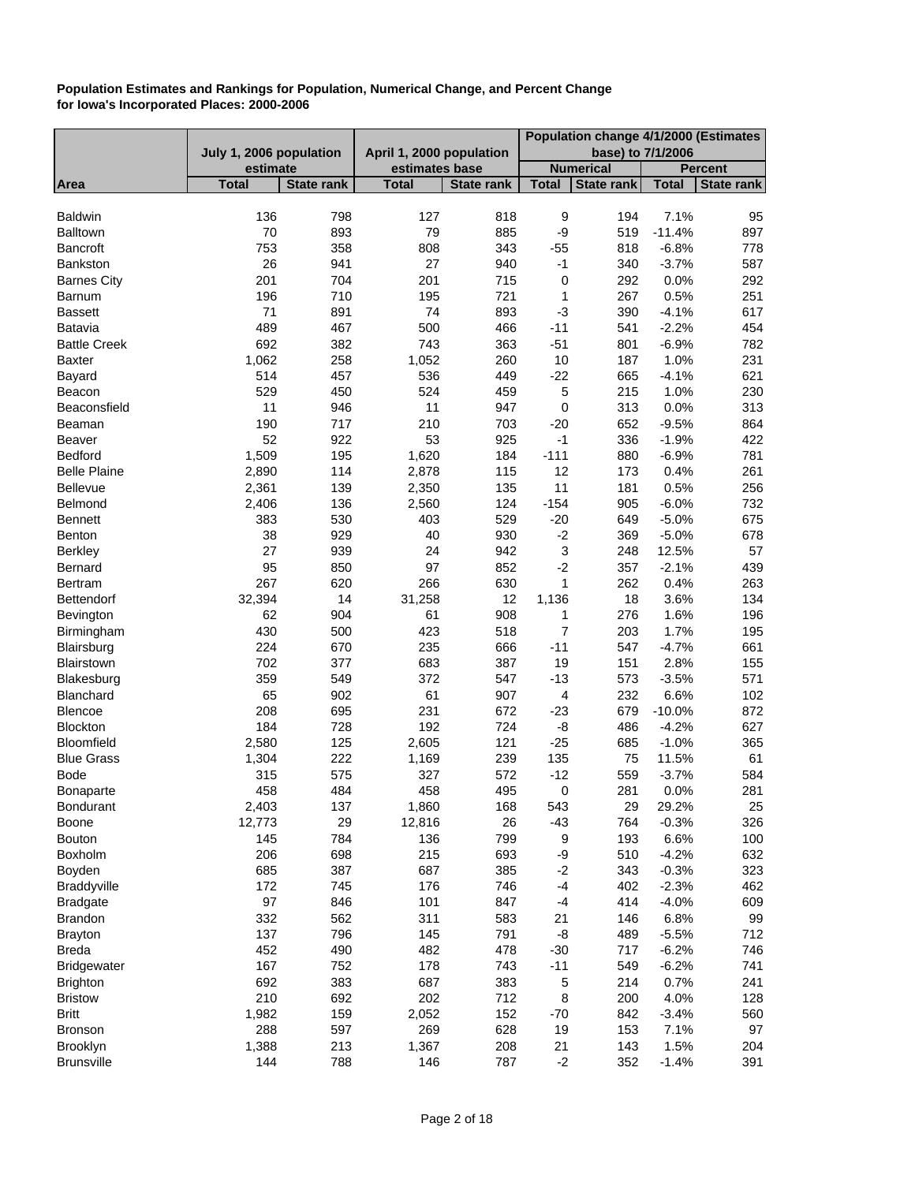**Population Estimates and Rankings for Population, Numerical Change, and Percent Change for Iowa's Incorporated Places: 2000-2006**

| Area | July 1, 2006 population estimate | | April 1, 2000 population estimates base | | Population change 4/1/2000 (Estimates base) to 7/1/2006 | | | |
|---|---|---|---|---|---|---|---|---|
| | | | | | Numerical | | Percent | |
| | Total | State rank | Total | State rank | Total | State rank | Total | State rank |
| Baldwin | 136 | 798 | 127 | 818 | 9 | 194 | 7.1% | 95 |
| Balltown | 70 | 893 | 79 | 885 | -9 | 519 | -11.4% | 897 |
| Bancroft | 753 | 358 | 808 | 343 | -55 | 818 | -6.8% | 778 |
| Bankston | 26 | 941 | 27 | 940 | -1 | 340 | -3.7% | 587 |
| Barnes City | 201 | 704 | 201 | 715 | 0 | 292 | 0.0% | 292 |
| Barnum | 196 | 710 | 195 | 721 | 1 | 267 | 0.5% | 251 |
| Bassett | 71 | 891 | 74 | 893 | -3 | 390 | -4.1% | 617 |
| Batavia | 489 | 467 | 500 | 466 | -11 | 541 | -2.2% | 454 |
| Battle Creek | 692 | 382 | 743 | 363 | -51 | 801 | -6.9% | 782 |
| Baxter | 1,062 | 258 | 1,052 | 260 | 10 | 187 | 1.0% | 231 |
| Bayard | 514 | 457 | 536 | 449 | -22 | 665 | -4.1% | 621 |
| Beacon | 529 | 450 | 524 | 459 | 5 | 215 | 1.0% | 230 |
| Beaconsfield | 11 | 946 | 11 | 947 | 0 | 313 | 0.0% | 313 |
| Beaman | 190 | 717 | 210 | 703 | -20 | 652 | -9.5% | 864 |
| Beaver | 52 | 922 | 53 | 925 | -1 | 336 | -1.9% | 422 |
| Bedford | 1,509 | 195 | 1,620 | 184 | -111 | 880 | -6.9% | 781 |
| Belle Plaine | 2,890 | 114 | 2,878 | 115 | 12 | 173 | 0.4% | 261 |
| Bellevue | 2,361 | 139 | 2,350 | 135 | 11 | 181 | 0.5% | 256 |
| Belmond | 2,406 | 136 | 2,560 | 124 | -154 | 905 | -6.0% | 732 |
| Bennett | 383 | 530 | 403 | 529 | -20 | 649 | -5.0% | 675 |
| Benton | 38 | 929 | 40 | 930 | -2 | 369 | -5.0% | 678 |
| Berkley | 27 | 939 | 24 | 942 | 3 | 248 | 12.5% | 57 |
| Bernard | 95 | 850 | 97 | 852 | -2 | 357 | -2.1% | 439 |
| Bertram | 267 | 620 | 266 | 630 | 1 | 262 | 0.4% | 263 |
| Bettendorf | 32,394 | 14 | 31,258 | 12 | 1,136 | 18 | 3.6% | 134 |
| Bevington | 62 | 904 | 61 | 908 | 1 | 276 | 1.6% | 196 |
| Birmingham | 430 | 500 | 423 | 518 | 7 | 203 | 1.7% | 195 |
| Blairsburg | 224 | 670 | 235 | 666 | -11 | 547 | -4.7% | 661 |
| Blairstown | 702 | 377 | 683 | 387 | 19 | 151 | 2.8% | 155 |
| Blakesburg | 359 | 549 | 372 | 547 | -13 | 573 | -3.5% | 571 |
| Blanchard | 65 | 902 | 61 | 907 | 4 | 232 | 6.6% | 102 |
| Blencoe | 208 | 695 | 231 | 672 | -23 | 679 | -10.0% | 872 |
| Blockton | 184 | 728 | 192 | 724 | -8 | 486 | -4.2% | 627 |
| Bloomfield | 2,580 | 125 | 2,605 | 121 | -25 | 685 | -1.0% | 365 |
| Blue Grass | 1,304 | 222 | 1,169 | 239 | 135 | 75 | 11.5% | 61 |
| Bode | 315 | 575 | 327 | 572 | -12 | 559 | -3.7% | 584 |
| Bonaparte | 458 | 484 | 458 | 495 | 0 | 281 | 0.0% | 281 |
| Bondurant | 2,403 | 137 | 1,860 | 168 | 543 | 29 | 29.2% | 25 |
| Boone | 12,773 | 29 | 12,816 | 26 | -43 | 764 | -0.3% | 326 |
| Bouton | 145 | 784 | 136 | 799 | 9 | 193 | 6.6% | 100 |
| Boxholm | 206 | 698 | 215 | 693 | -9 | 510 | -4.2% | 632 |
| Boyden | 685 | 387 | 687 | 385 | -2 | 343 | -0.3% | 323 |
| Braddyville | 172 | 745 | 176 | 746 | -4 | 402 | -2.3% | 462 |
| Bradgate | 97 | 846 | 101 | 847 | -4 | 414 | -4.0% | 609 |
| Brandon | 332 | 562 | 311 | 583 | 21 | 146 | 6.8% | 99 |
| Brayton | 137 | 796 | 145 | 791 | -8 | 489 | -5.5% | 712 |
| Breda | 452 | 490 | 482 | 478 | -30 | 717 | -6.2% | 746 |
| Bridgewater | 167 | 752 | 178 | 743 | -11 | 549 | -6.2% | 741 |
| Brighton | 692 | 383 | 687 | 383 | 5 | 214 | 0.7% | 241 |
| Bristow | 210 | 692 | 202 | 712 | 8 | 200 | 4.0% | 128 |
| Britt | 1,982 | 159 | 2,052 | 152 | -70 | 842 | -3.4% | 560 |
| Bronson | 288 | 597 | 269 | 628 | 19 | 153 | 7.1% | 97 |
| Brooklyn | 1,388 | 213 | 1,367 | 208 | 21 | 143 | 1.5% | 204 |
| Brunsville | 144 | 788 | 146 | 787 | -2 | 352 | -1.4% | 391 |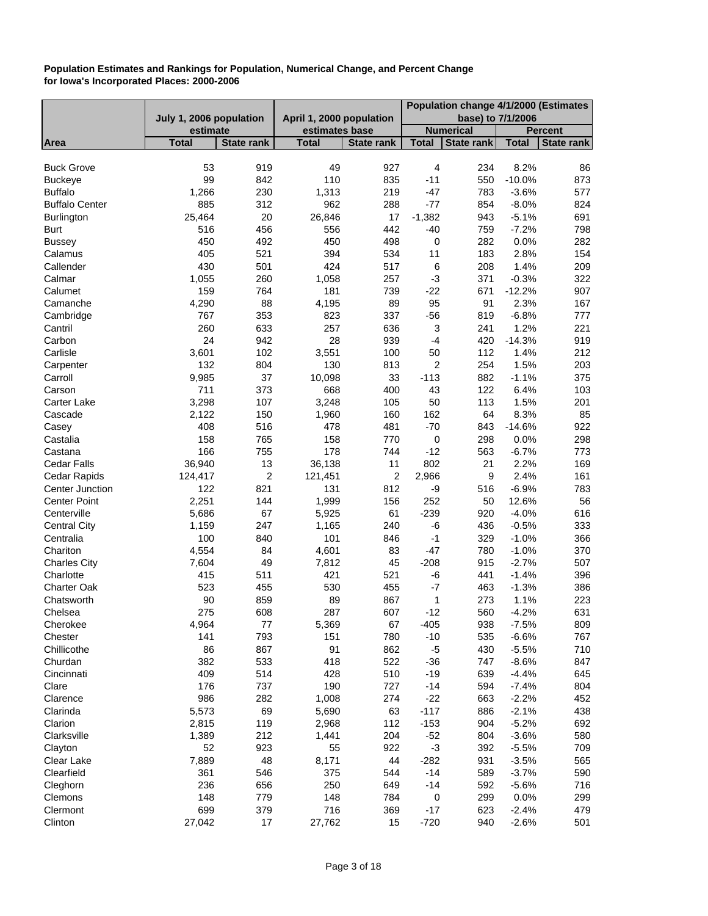**Population Estimates and Rankings for Population, Numerical Change, and Percent Change for Iowa's Incorporated Places: 2000-2006**

| | July 1, 2006 population estimate | | April 1, 2000 population estimates base | | Population change 4/1/2000 (Estimates base) to 7/1/2006 | | | |
|---|---|---|---|---|---|---|---|---|
| | | | | | Numerical | | Percent | |
| Area | Total | State rank | Total | State rank | Total | State rank | Total | State rank |
| Buck Grove | 53 | 919 | 49 | 927 | 4 | 234 | 8.2% | 86 |
| Buckeye | 99 | 842 | 110 | 835 | -11 | 550 | -10.0% | 873 |
| Buffalo | 1,266 | 230 | 1,313 | 219 | -47 | 783 | -3.6% | 577 |
| Buffalo Center | 885 | 312 | 962 | 288 | -77 | 854 | -8.0% | 824 |
| Burlington | 25,464 | 20 | 26,846 | 17 | -1,382 | 943 | -5.1% | 691 |
| Burt | 516 | 456 | 556 | 442 | -40 | 759 | -7.2% | 798 |
| Bussey | 450 | 492 | 450 | 498 | 0 | 282 | 0.0% | 282 |
| Calamus | 405 | 521 | 394 | 534 | 11 | 183 | 2.8% | 154 |
| Callender | 430 | 501 | 424 | 517 | 6 | 208 | 1.4% | 209 |
| Calmar | 1,055 | 260 | 1,058 | 257 | -3 | 371 | -0.3% | 322 |
| Calumet | 159 | 764 | 181 | 739 | -22 | 671 | -12.2% | 907 |
| Camanche | 4,290 | 88 | 4,195 | 89 | 95 | 91 | 2.3% | 167 |
| Cambridge | 767 | 353 | 823 | 337 | -56 | 819 | -6.8% | 777 |
| Cantril | 260 | 633 | 257 | 636 | 3 | 241 | 1.2% | 221 |
| Carbon | 24 | 942 | 28 | 939 | -4 | 420 | -14.3% | 919 |
| Carlisle | 3,601 | 102 | 3,551 | 100 | 50 | 112 | 1.4% | 212 |
| Carpenter | 132 | 804 | 130 | 813 | 2 | 254 | 1.5% | 203 |
| Carroll | 9,985 | 37 | 10,098 | 33 | -113 | 882 | -1.1% | 375 |
| Carson | 711 | 373 | 668 | 400 | 43 | 122 | 6.4% | 103 |
| Carter Lake | 3,298 | 107 | 3,248 | 105 | 50 | 113 | 1.5% | 201 |
| Cascade | 2,122 | 150 | 1,960 | 160 | 162 | 64 | 8.3% | 85 |
| Casey | 408 | 516 | 478 | 481 | -70 | 843 | -14.6% | 922 |
| Castalia | 158 | 765 | 158 | 770 | 0 | 298 | 0.0% | 298 |
| Castana | 166 | 755 | 178 | 744 | -12 | 563 | -6.7% | 773 |
| Cedar Falls | 36,940 | 13 | 36,138 | 11 | 802 | 21 | 2.2% | 169 |
| Cedar Rapids | 124,417 | 2 | 121,451 | 2 | 2,966 | 9 | 2.4% | 161 |
| Center Junction | 122 | 821 | 131 | 812 | -9 | 516 | -6.9% | 783 |
| Center Point | 2,251 | 144 | 1,999 | 156 | 252 | 50 | 12.6% | 56 |
| Centerville | 5,686 | 67 | 5,925 | 61 | -239 | 920 | -4.0% | 616 |
| Central City | 1,159 | 247 | 1,165 | 240 | -6 | 436 | -0.5% | 333 |
| Centralia | 100 | 840 | 101 | 846 | -1 | 329 | -1.0% | 366 |
| Chariton | 4,554 | 84 | 4,601 | 83 | -47 | 780 | -1.0% | 370 |
| Charles City | 7,604 | 49 | 7,812 | 45 | -208 | 915 | -2.7% | 507 |
| Charlotte | 415 | 511 | 421 | 521 | -6 | 441 | -1.4% | 396 |
| Charter Oak | 523 | 455 | 530 | 455 | -7 | 463 | -1.3% | 386 |
| Chatsworth | 90 | 859 | 89 | 867 | 1 | 273 | 1.1% | 223 |
| Chelsea | 275 | 608 | 287 | 607 | -12 | 560 | -4.2% | 631 |
| Cherokee | 4,964 | 77 | 5,369 | 67 | -405 | 938 | -7.5% | 809 |
| Chester | 141 | 793 | 151 | 780 | -10 | 535 | -6.6% | 767 |
| Chillicothe | 86 | 867 | 91 | 862 | -5 | 430 | -5.5% | 710 |
| Churdan | 382 | 533 | 418 | 522 | -36 | 747 | -8.6% | 847 |
| Cincinnati | 409 | 514 | 428 | 510 | -19 | 639 | -4.4% | 645 |
| Clare | 176 | 737 | 190 | 727 | -14 | 594 | -7.4% | 804 |
| Clarence | 986 | 282 | 1,008 | 274 | -22 | 663 | -2.2% | 452 |
| Clarinda | 5,573 | 69 | 5,690 | 63 | -117 | 886 | -2.1% | 438 |
| Clarion | 2,815 | 119 | 2,968 | 112 | -153 | 904 | -5.2% | 692 |
| Clarksville | 1,389 | 212 | 1,441 | 204 | -52 | 804 | -3.6% | 580 |
| Clayton | 52 | 923 | 55 | 922 | -3 | 392 | -5.5% | 709 |
| Clear Lake | 7,889 | 48 | 8,171 | 44 | -282 | 931 | -3.5% | 565 |
| Clearfield | 361 | 546 | 375 | 544 | -14 | 589 | -3.7% | 590 |
| Cleghorn | 236 | 656 | 250 | 649 | -14 | 592 | -5.6% | 716 |
| Clemons | 148 | 779 | 148 | 784 | 0 | 299 | 0.0% | 299 |
| Clermont | 699 | 379 | 716 | 369 | -17 | 623 | -2.4% | 479 |
| Clinton | 27,042 | 17 | 27,762 | 15 | -720 | 940 | -2.6% | 501 |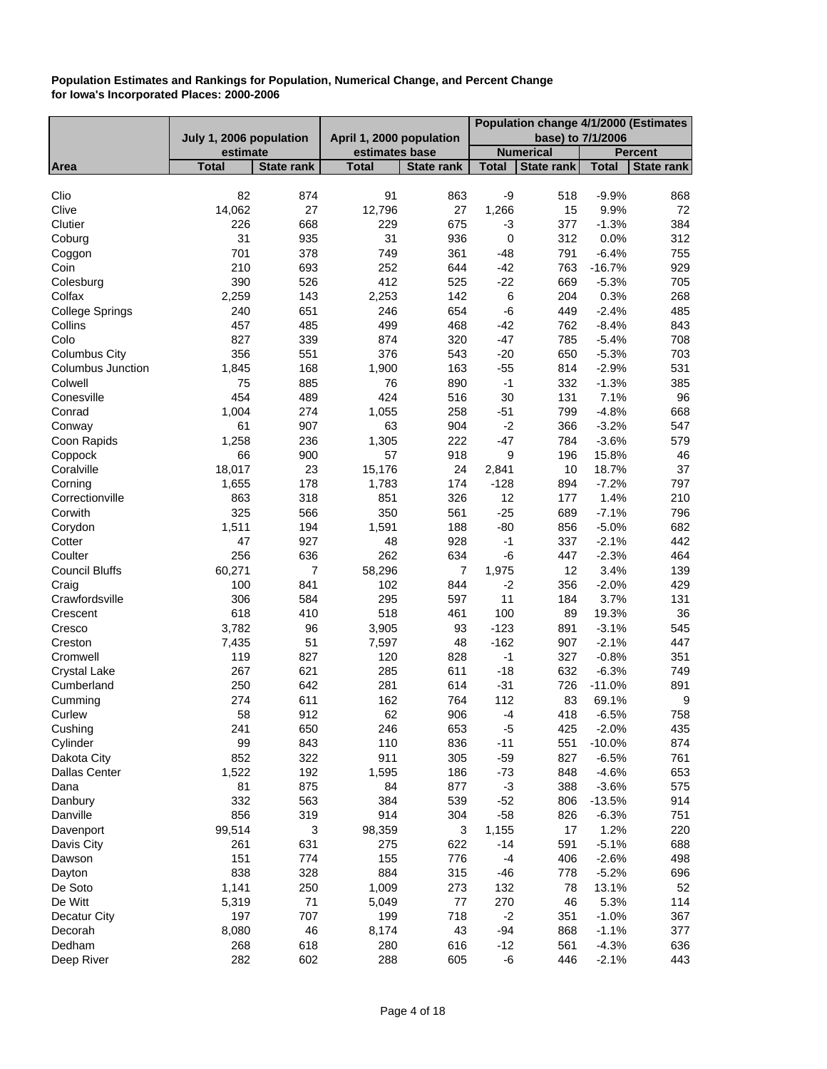**Population Estimates and Rankings for Population, Numerical Change, and Percent Change for Iowa's Incorporated Places: 2000-2006**

| Area | July 1, 2006 population estimate | | April 1, 2000 population estimates base | | Population change 4/1/2000 (Estimates base) to 7/1/2006 | | | |
|---|---|---|---|---|---|---|---|---|
| | | | | | Numerical | | Percent | |
| | Total | State rank | Total | State rank | Total | State rank | Total | State rank |
| Clio | 82 | 874 | 91 | 863 | -9 | 518 | -9.9% | 868 |
| Clive | 14,062 | 27 | 12,796 | 27 | 1,266 | 15 | 9.9% | 72 |
| Clutier | 226 | 668 | 229 | 675 | -3 | 377 | -1.3% | 384 |
| Coburg | 31 | 935 | 31 | 936 | 0 | 312 | 0.0% | 312 |
| Coggon | 701 | 378 | 749 | 361 | -48 | 791 | -6.4% | 755 |
| Coin | 210 | 693 | 252 | 644 | -42 | 763 | -16.7% | 929 |
| Colesburg | 390 | 526 | 412 | 525 | -22 | 669 | -5.3% | 705 |
| Colfax | 2,259 | 143 | 2,253 | 142 | 6 | 204 | 0.3% | 268 |
| College Springs | 240 | 651 | 246 | 654 | -6 | 449 | -2.4% | 485 |
| Collins | 457 | 485 | 499 | 468 | -42 | 762 | -8.4% | 843 |
| Colo | 827 | 339 | 874 | 320 | -47 | 785 | -5.4% | 708 |
| Columbus City | 356 | 551 | 376 | 543 | -20 | 650 | -5.3% | 703 |
| Columbus Junction | 1,845 | 168 | 1,900 | 163 | -55 | 814 | -2.9% | 531 |
| Colwell | 75 | 885 | 76 | 890 | -1 | 332 | -1.3% | 385 |
| Conesville | 454 | 489 | 424 | 516 | 30 | 131 | 7.1% | 96 |
| Conrad | 1,004 | 274 | 1,055 | 258 | -51 | 799 | -4.8% | 668 |
| Conway | 61 | 907 | 63 | 904 | -2 | 366 | -3.2% | 547 |
| Coon Rapids | 1,258 | 236 | 1,305 | 222 | -47 | 784 | -3.6% | 579 |
| Coppock | 66 | 900 | 57 | 918 | 9 | 196 | 15.8% | 46 |
| Coralville | 18,017 | 23 | 15,176 | 24 | 2,841 | 10 | 18.7% | 37 |
| Corning | 1,655 | 178 | 1,783 | 174 | -128 | 894 | -7.2% | 797 |
| Correctionville | 863 | 318 | 851 | 326 | 12 | 177 | 1.4% | 210 |
| Corwith | 325 | 566 | 350 | 561 | -25 | 689 | -7.1% | 796 |
| Corydon | 1,511 | 194 | 1,591 | 188 | -80 | 856 | -5.0% | 682 |
| Cotter | 47 | 927 | 48 | 928 | -1 | 337 | -2.1% | 442 |
| Coulter | 256 | 636 | 262 | 634 | -6 | 447 | -2.3% | 464 |
| Council Bluffs | 60,271 | 7 | 58,296 | 7 | 1,975 | 12 | 3.4% | 139 |
| Craig | 100 | 841 | 102 | 844 | -2 | 356 | -2.0% | 429 |
| Crawfordsville | 306 | 584 | 295 | 597 | 11 | 184 | 3.7% | 131 |
| Crescent | 618 | 410 | 518 | 461 | 100 | 89 | 19.3% | 36 |
| Cresco | 3,782 | 96 | 3,905 | 93 | -123 | 891 | -3.1% | 545 |
| Creston | 7,435 | 51 | 7,597 | 48 | -162 | 907 | -2.1% | 447 |
| Cromwell | 119 | 827 | 120 | 828 | -1 | 327 | -0.8% | 351 |
| Crystal Lake | 267 | 621 | 285 | 611 | -18 | 632 | -6.3% | 749 |
| Cumberland | 250 | 642 | 281 | 614 | -31 | 726 | -11.0% | 891 |
| Cumming | 274 | 611 | 162 | 764 | 112 | 83 | 69.1% | 9 |
| Curlew | 58 | 912 | 62 | 906 | -4 | 418 | -6.5% | 758 |
| Cushing | 241 | 650 | 246 | 653 | -5 | 425 | -2.0% | 435 |
| Cylinder | 99 | 843 | 110 | 836 | -11 | 551 | -10.0% | 874 |
| Dakota City | 852 | 322 | 911 | 305 | -59 | 827 | -6.5% | 761 |
| Dallas Center | 1,522 | 192 | 1,595 | 186 | -73 | 848 | -4.6% | 653 |
| Dana | 81 | 875 | 84 | 877 | -3 | 388 | -3.6% | 575 |
| Danbury | 332 | 563 | 384 | 539 | -52 | 806 | -13.5% | 914 |
| Danville | 856 | 319 | 914 | 304 | -58 | 826 | -6.3% | 751 |
| Davenport | 99,514 | 3 | 98,359 | 3 | 1,155 | 17 | 1.2% | 220 |
| Davis City | 261 | 631 | 275 | 622 | -14 | 591 | -5.1% | 688 |
| Dawson | 151 | 774 | 155 | 776 | -4 | 406 | -2.6% | 498 |
| Dayton | 838 | 328 | 884 | 315 | -46 | 778 | -5.2% | 696 |
| De Soto | 1,141 | 250 | 1,009 | 273 | 132 | 78 | 13.1% | 52 |
| De Witt | 5,319 | 71 | 5,049 | 77 | 270 | 46 | 5.3% | 114 |
| Decatur City | 197 | 707 | 199 | 718 | -2 | 351 | -1.0% | 367 |
| Decorah | 8,080 | 46 | 8,174 | 43 | -94 | 868 | -1.1% | 377 |
| Dedham | 268 | 618 | 280 | 616 | -12 | 561 | -4.3% | 636 |
| Deep River | 282 | 602 | 288 | 605 | -6 | 446 | -2.1% | 443 |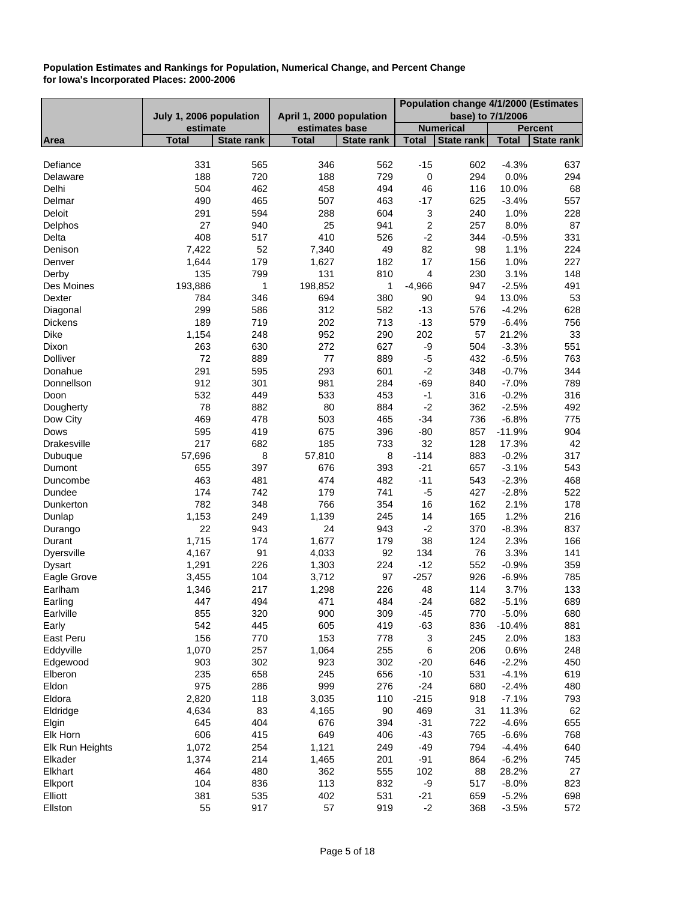**Population Estimates and Rankings for Population, Numerical Change, and Percent Change for Iowa's Incorporated Places: 2000-2006**

| | July 1, 2006 population estimate | | April 1, 2000 population estimates base | | Population change 4/1/2000 (Estimates base) to 7/1/2006 | | | |
|---|---|---|---|---|---|---|---|---|
| | | | | | Numerical | | Percent | |
| Area | Total | State rank | Total | State rank | Total | State rank | Total | State rank |
| Defiance | 331 | 565 | 346 | 562 | -15 | 602 | -4.3% | 637 |
| Delaware | 188 | 720 | 188 | 729 | 0 | 294 | 0.0% | 294 |
| Delhi | 504 | 462 | 458 | 494 | 46 | 116 | 10.0% | 68 |
| Delmar | 490 | 465 | 507 | 463 | -17 | 625 | -3.4% | 557 |
| Deloit | 291 | 594 | 288 | 604 | 3 | 240 | 1.0% | 228 |
| Delphos | 27 | 940 | 25 | 941 | 2 | 257 | 8.0% | 87 |
| Delta | 408 | 517 | 410 | 526 | -2 | 344 | -0.5% | 331 |
| Denison | 7,422 | 52 | 7,340 | 49 | 82 | 98 | 1.1% | 224 |
| Denver | 1,644 | 179 | 1,627 | 182 | 17 | 156 | 1.0% | 227 |
| Derby | 135 | 799 | 131 | 810 | 4 | 230 | 3.1% | 148 |
| Des Moines | 193,886 | 1 | 198,852 | 1 | -4,966 | 947 | -2.5% | 491 |
| Dexter | 784 | 346 | 694 | 380 | 90 | 94 | 13.0% | 53 |
| Diagonal | 299 | 586 | 312 | 582 | -13 | 576 | -4.2% | 628 |
| Dickens | 189 | 719 | 202 | 713 | -13 | 579 | -6.4% | 756 |
| Dike | 1,154 | 248 | 952 | 290 | 202 | 57 | 21.2% | 33 |
| Dixon | 263 | 630 | 272 | 627 | -9 | 504 | -3.3% | 551 |
| Dolliver | 72 | 889 | 77 | 889 | -5 | 432 | -6.5% | 763 |
| Donahue | 291 | 595 | 293 | 601 | -2 | 348 | -0.7% | 344 |
| Donnellson | 912 | 301 | 981 | 284 | -69 | 840 | -7.0% | 789 |
| Doon | 532 | 449 | 533 | 453 | -1 | 316 | -0.2% | 316 |
| Dougherty | 78 | 882 | 80 | 884 | -2 | 362 | -2.5% | 492 |
| Dow City | 469 | 478 | 503 | 465 | -34 | 736 | -6.8% | 775 |
| Dows | 595 | 419 | 675 | 396 | -80 | 857 | -11.9% | 904 |
| Drakesville | 217 | 682 | 185 | 733 | 32 | 128 | 17.3% | 42 |
| Dubuque | 57,696 | 8 | 57,810 | 8 | -114 | 883 | -0.2% | 317 |
| Dumont | 655 | 397 | 676 | 393 | -21 | 657 | -3.1% | 543 |
| Duncombe | 463 | 481 | 474 | 482 | -11 | 543 | -2.3% | 468 |
| Dundee | 174 | 742 | 179 | 741 | -5 | 427 | -2.8% | 522 |
| Dunkerton | 782 | 348 | 766 | 354 | 16 | 162 | 2.1% | 178 |
| Dunlap | 1,153 | 249 | 1,139 | 245 | 14 | 165 | 1.2% | 216 |
| Durango | 22 | 943 | 24 | 943 | -2 | 370 | -8.3% | 837 |
| Durant | 1,715 | 174 | 1,677 | 179 | 38 | 124 | 2.3% | 166 |
| Dyersville | 4,167 | 91 | 4,033 | 92 | 134 | 76 | 3.3% | 141 |
| Dysart | 1,291 | 226 | 1,303 | 224 | -12 | 552 | -0.9% | 359 |
| Eagle Grove | 3,455 | 104 | 3,712 | 97 | -257 | 926 | -6.9% | 785 |
| Earlham | 1,346 | 217 | 1,298 | 226 | 48 | 114 | 3.7% | 133 |
| Earling | 447 | 494 | 471 | 484 | -24 | 682 | -5.1% | 689 |
| Earlville | 855 | 320 | 900 | 309 | -45 | 770 | -5.0% | 680 |
| Early | 542 | 445 | 605 | 419 | -63 | 836 | -10.4% | 881 |
| East Peru | 156 | 770 | 153 | 778 | 3 | 245 | 2.0% | 183 |
| Eddyville | 1,070 | 257 | 1,064 | 255 | 6 | 206 | 0.6% | 248 |
| Edgewood | 903 | 302 | 923 | 302 | -20 | 646 | -2.2% | 450 |
| Elberon | 235 | 658 | 245 | 656 | -10 | 531 | -4.1% | 619 |
| Eldon | 975 | 286 | 999 | 276 | -24 | 680 | -2.4% | 480 |
| Eldora | 2,820 | 118 | 3,035 | 110 | -215 | 918 | -7.1% | 793 |
| Eldridge | 4,634 | 83 | 4,165 | 90 | 469 | 31 | 11.3% | 62 |
| Elgin | 645 | 404 | 676 | 394 | -31 | 722 | -4.6% | 655 |
| Elk Horn | 606 | 415 | 649 | 406 | -43 | 765 | -6.6% | 768 |
| Elk Run Heights | 1,072 | 254 | 1,121 | 249 | -49 | 794 | -4.4% | 640 |
| Elkader | 1,374 | 214 | 1,465 | 201 | -91 | 864 | -6.2% | 745 |
| Elkhart | 464 | 480 | 362 | 555 | 102 | 88 | 28.2% | 27 |
| Elkport | 104 | 836 | 113 | 832 | -9 | 517 | -8.0% | 823 |
| Elliott | 381 | 535 | 402 | 531 | -21 | 659 | -5.2% | 698 |
| Ellston | 55 | 917 | 57 | 919 | -2 | 368 | -3.5% | 572 |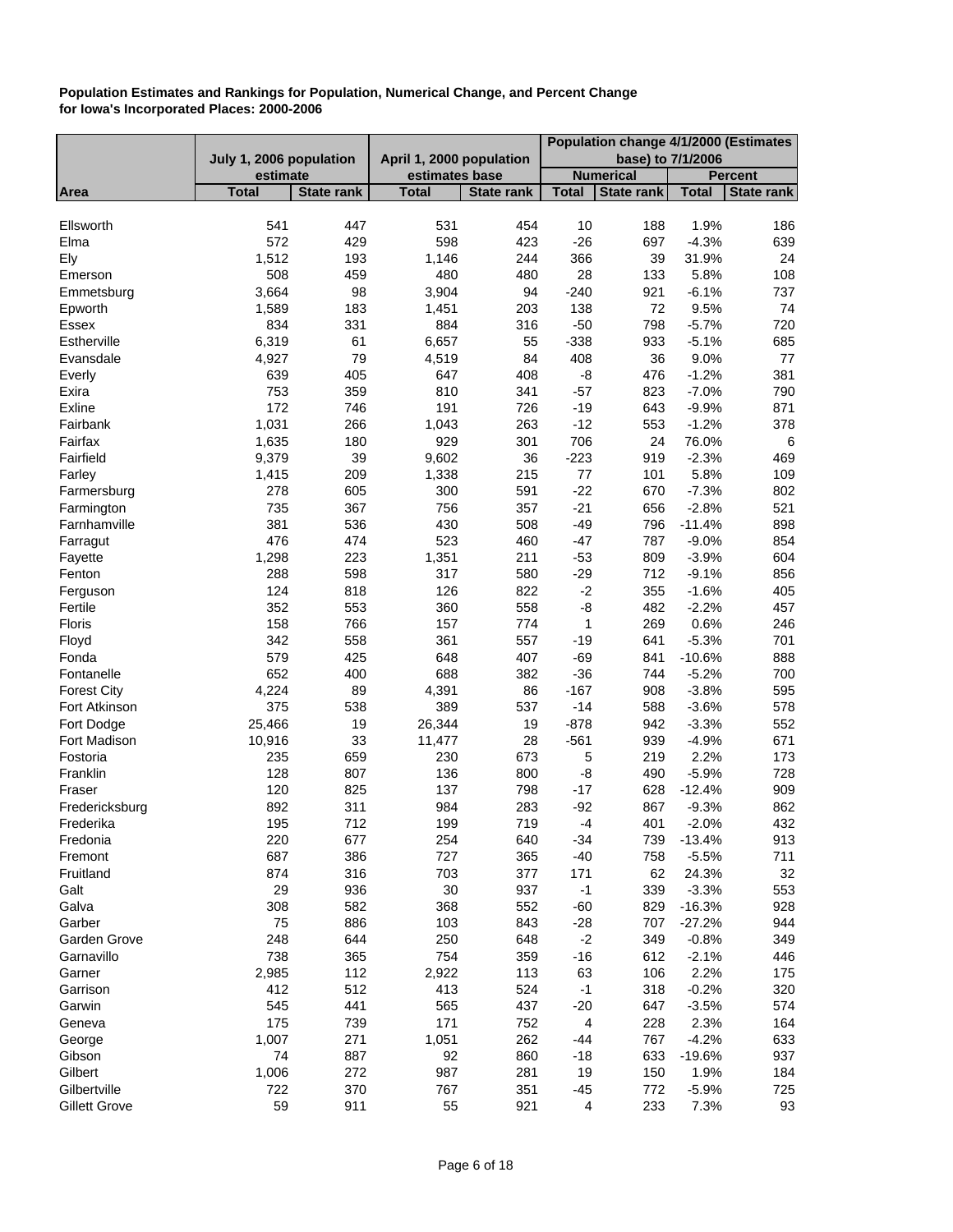**Population Estimates and Rankings for Population, Numerical Change, and Percent Change for Iowa's Incorporated Places: 2000-2006**

| | July 1, 2006 population estimate | | April 1, 2000 population estimates base | | Population change 4/1/2000 (Estimates base) to 7/1/2006 | | | |
|---|---|---|---|---|---|---|---|---|
| | | | | | Numerical | | Percent | |
| Area | Total | State rank | Total | State rank | Total | State rank | Total | State rank |
| Ellsworth | 541 | 447 | 531 | 454 | 10 | 188 | 1.9% | 186 |
| Elma | 572 | 429 | 598 | 423 | -26 | 697 | -4.3% | 639 |
| Ely | 1,512 | 193 | 1,146 | 244 | 366 | 39 | 31.9% | 24 |
| Emerson | 508 | 459 | 480 | 480 | 28 | 133 | 5.8% | 108 |
| Emmetsburg | 3,664 | 98 | 3,904 | 94 | -240 | 921 | -6.1% | 737 |
| Epworth | 1,589 | 183 | 1,451 | 203 | 138 | 72 | 9.5% | 74 |
| Essex | 834 | 331 | 884 | 316 | -50 | 798 | -5.7% | 720 |
| Estherville | 6,319 | 61 | 6,657 | 55 | -338 | 933 | -5.1% | 685 |
| Evansdale | 4,927 | 79 | 4,519 | 84 | 408 | 36 | 9.0% | 77 |
| Everly | 639 | 405 | 647 | 408 | -8 | 476 | -1.2% | 381 |
| Exira | 753 | 359 | 810 | 341 | -57 | 823 | -7.0% | 790 |
| Exline | 172 | 746 | 191 | 726 | -19 | 643 | -9.9% | 871 |
| Fairbank | 1,031 | 266 | 1,043 | 263 | -12 | 553 | -1.2% | 378 |
| Fairfax | 1,635 | 180 | 929 | 301 | 706 | 24 | 76.0% | 6 |
| Fairfield | 9,379 | 39 | 9,602 | 36 | -223 | 919 | -2.3% | 469 |
| Farley | 1,415 | 209 | 1,338 | 215 | 77 | 101 | 5.8% | 109 |
| Farmersburg | 278 | 605 | 300 | 591 | -22 | 670 | -7.3% | 802 |
| Farmington | 735 | 367 | 756 | 357 | -21 | 656 | -2.8% | 521 |
| Farnhamville | 381 | 536 | 430 | 508 | -49 | 796 | -11.4% | 898 |
| Farragut | 476 | 474 | 523 | 460 | -47 | 787 | -9.0% | 854 |
| Fayette | 1,298 | 223 | 1,351 | 211 | -53 | 809 | -3.9% | 604 |
| Fenton | 288 | 598 | 317 | 580 | -29 | 712 | -9.1% | 856 |
| Ferguson | 124 | 818 | 126 | 822 | -2 | 355 | -1.6% | 405 |
| Fertile | 352 | 553 | 360 | 558 | -8 | 482 | -2.2% | 457 |
| Floris | 158 | 766 | 157 | 774 | 1 | 269 | 0.6% | 246 |
| Floyd | 342 | 558 | 361 | 557 | -19 | 641 | -5.3% | 701 |
| Fonda | 579 | 425 | 648 | 407 | -69 | 841 | -10.6% | 888 |
| Fontanelle | 652 | 400 | 688 | 382 | -36 | 744 | -5.2% | 700 |
| Forest City | 4,224 | 89 | 4,391 | 86 | -167 | 908 | -3.8% | 595 |
| Fort Atkinson | 375 | 538 | 389 | 537 | -14 | 588 | -3.6% | 578 |
| Fort Dodge | 25,466 | 19 | 26,344 | 19 | -878 | 942 | -3.3% | 552 |
| Fort Madison | 10,916 | 33 | 11,477 | 28 | -561 | 939 | -4.9% | 671 |
| Fostoria | 235 | 659 | 230 | 673 | 5 | 219 | 2.2% | 173 |
| Franklin | 128 | 807 | 136 | 800 | -8 | 490 | -5.9% | 728 |
| Fraser | 120 | 825 | 137 | 798 | -17 | 628 | -12.4% | 909 |
| Fredericksburg | 892 | 311 | 984 | 283 | -92 | 867 | -9.3% | 862 |
| Frederika | 195 | 712 | 199 | 719 | -4 | 401 | -2.0% | 432 |
| Fredonia | 220 | 677 | 254 | 640 | -34 | 739 | -13.4% | 913 |
| Fremont | 687 | 386 | 727 | 365 | -40 | 758 | -5.5% | 711 |
| Fruitland | 874 | 316 | 703 | 377 | 171 | 62 | 24.3% | 32 |
| Galt | 29 | 936 | 30 | 937 | -1 | 339 | -3.3% | 553 |
| Galva | 308 | 582 | 368 | 552 | -60 | 829 | -16.3% | 928 |
| Garber | 75 | 886 | 103 | 843 | -28 | 707 | -27.2% | 944 |
| Garden Grove | 248 | 644 | 250 | 648 | -2 | 349 | -0.8% | 349 |
| Garnavillo | 738 | 365 | 754 | 359 | -16 | 612 | -2.1% | 446 |
| Garner | 2,985 | 112 | 2,922 | 113 | 63 | 106 | 2.2% | 175 |
| Garrison | 412 | 512 | 413 | 524 | -1 | 318 | -0.2% | 320 |
| Garwin | 545 | 441 | 565 | 437 | -20 | 647 | -3.5% | 574 |
| Geneva | 175 | 739 | 171 | 752 | 4 | 228 | 2.3% | 164 |
| George | 1,007 | 271 | 1,051 | 262 | -44 | 767 | -4.2% | 633 |
| Gibson | 74 | 887 | 92 | 860 | -18 | 633 | -19.6% | 937 |
| Gilbert | 1,006 | 272 | 987 | 281 | 19 | 150 | 1.9% | 184 |
| Gilbertville | 722 | 370 | 767 | 351 | -45 | 772 | -5.9% | 725 |
| Gillett Grove | 59 | 911 | 55 | 921 | 4 | 233 | 7.3% | 93 |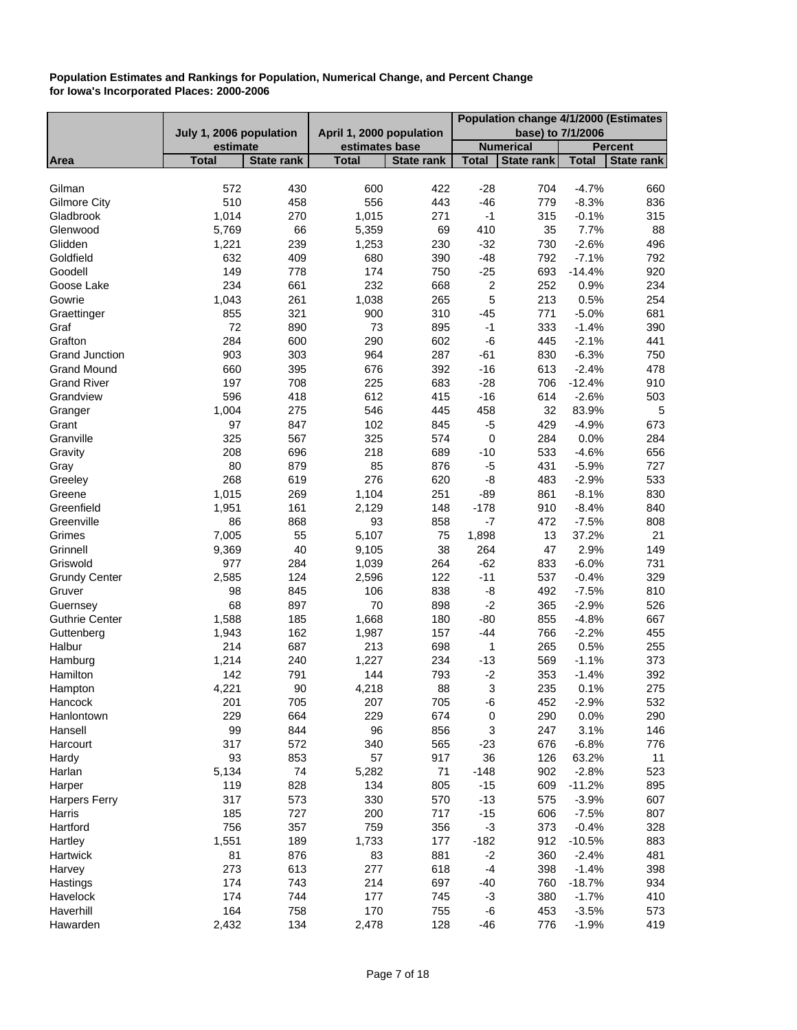**Population Estimates and Rankings for Population, Numerical Change, and Percent Change for Iowa's Incorporated Places: 2000-2006**

| Area | July 1, 2006 population estimate | | April 1, 2000 population estimates base | | Population change 4/1/2000 (Estimates base) to 7/1/2006 | | | |
|---|---|---|---|---|---|---|---|---|
| | | | | | Numerical | | Percent | |
| | Total | State rank | Total | State rank | Total | State rank | Total | State rank |
| Gilman | 572 | 430 | 600 | 422 | -28 | 704 | -4.7% | 660 |
| Gilmore City | 510 | 458 | 556 | 443 | -46 | 779 | -8.3% | 836 |
| Gladbrook | 1,014 | 270 | 1,015 | 271 | -1 | 315 | -0.1% | 315 |
| Glenwood | 5,769 | 66 | 5,359 | 69 | 410 | 35 | 7.7% | 88 |
| Glidden | 1,221 | 239 | 1,253 | 230 | -32 | 730 | -2.6% | 496 |
| Goldfield | 632 | 409 | 680 | 390 | -48 | 792 | -7.1% | 792 |
| Goodell | 149 | 778 | 174 | 750 | -25 | 693 | -14.4% | 920 |
| Goose Lake | 234 | 661 | 232 | 668 | 2 | 252 | 0.9% | 234 |
| Gowrie | 1,043 | 261 | 1,038 | 265 | 5 | 213 | 0.5% | 254 |
| Graettinger | 855 | 321 | 900 | 310 | -45 | 771 | -5.0% | 681 |
| Graf | 72 | 890 | 73 | 895 | -1 | 333 | -1.4% | 390 |
| Grafton | 284 | 600 | 290 | 602 | -6 | 445 | -2.1% | 441 |
| Grand Junction | 903 | 303 | 964 | 287 | -61 | 830 | -6.3% | 750 |
| Grand Mound | 660 | 395 | 676 | 392 | -16 | 613 | -2.4% | 478 |
| Grand River | 197 | 708 | 225 | 683 | -28 | 706 | -12.4% | 910 |
| Grandview | 596 | 418 | 612 | 415 | -16 | 614 | -2.6% | 503 |
| Granger | 1,004 | 275 | 546 | 445 | 458 | 32 | 83.9% | 5 |
| Grant | 97 | 847 | 102 | 845 | -5 | 429 | -4.9% | 673 |
| Granville | 325 | 567 | 325 | 574 | 0 | 284 | 0.0% | 284 |
| Gravity | 208 | 696 | 218 | 689 | -10 | 533 | -4.6% | 656 |
| Gray | 80 | 879 | 85 | 876 | -5 | 431 | -5.9% | 727 |
| Greeley | 268 | 619 | 276 | 620 | -8 | 483 | -2.9% | 533 |
| Greene | 1,015 | 269 | 1,104 | 251 | -89 | 861 | -8.1% | 830 |
| Greenfield | 1,951 | 161 | 2,129 | 148 | -178 | 910 | -8.4% | 840 |
| Greenville | 86 | 868 | 93 | 858 | -7 | 472 | -7.5% | 808 |
| Grimes | 7,005 | 55 | 5,107 | 75 | 1,898 | 13 | 37.2% | 21 |
| Grinnell | 9,369 | 40 | 9,105 | 38 | 264 | 47 | 2.9% | 149 |
| Griswold | 977 | 284 | 1,039 | 264 | -62 | 833 | -6.0% | 731 |
| Grundy Center | 2,585 | 124 | 2,596 | 122 | -11 | 537 | -0.4% | 329 |
| Gruver | 98 | 845 | 106 | 838 | -8 | 492 | -7.5% | 810 |
| Guernsey | 68 | 897 | 70 | 898 | -2 | 365 | -2.9% | 526 |
| Guthrie Center | 1,588 | 185 | 1,668 | 180 | -80 | 855 | -4.8% | 667 |
| Guttenberg | 1,943 | 162 | 1,987 | 157 | -44 | 766 | -2.2% | 455 |
| Halbur | 214 | 687 | 213 | 698 | 1 | 265 | 0.5% | 255 |
| Hamburg | 1,214 | 240 | 1,227 | 234 | -13 | 569 | -1.1% | 373 |
| Hamilton | 142 | 791 | 144 | 793 | -2 | 353 | -1.4% | 392 |
| Hampton | 4,221 | 90 | 4,218 | 88 | 3 | 235 | 0.1% | 275 |
| Hancock | 201 | 705 | 207 | 705 | -6 | 452 | -2.9% | 532 |
| Hanlontown | 229 | 664 | 229 | 674 | 0 | 290 | 0.0% | 290 |
| Hansell | 99 | 844 | 96 | 856 | 3 | 247 | 3.1% | 146 |
| Harcourt | 317 | 572 | 340 | 565 | -23 | 676 | -6.8% | 776 |
| Hardy | 93 | 853 | 57 | 917 | 36 | 126 | 63.2% | 11 |
| Harlan | 5,134 | 74 | 5,282 | 71 | -148 | 902 | -2.8% | 523 |
| Harper | 119 | 828 | 134 | 805 | -15 | 609 | -11.2% | 895 |
| Harpers Ferry | 317 | 573 | 330 | 570 | -13 | 575 | -3.9% | 607 |
| Harris | 185 | 727 | 200 | 717 | -15 | 606 | -7.5% | 807 |
| Hartford | 756 | 357 | 759 | 356 | -3 | 373 | -0.4% | 328 |
| Hartley | 1,551 | 189 | 1,733 | 177 | -182 | 912 | -10.5% | 883 |
| Hartwick | 81 | 876 | 83 | 881 | -2 | 360 | -2.4% | 481 |
| Harvey | 273 | 613 | 277 | 618 | -4 | 398 | -1.4% | 398 |
| Hastings | 174 | 743 | 214 | 697 | -40 | 760 | -18.7% | 934 |
| Havelock | 174 | 744 | 177 | 745 | -3 | 380 | -1.7% | 410 |
| Haverhill | 164 | 758 | 170 | 755 | -6 | 453 | -3.5% | 573 |
| Hawarden | 2,432 | 134 | 2,478 | 128 | -46 | 776 | -1.9% | 419 |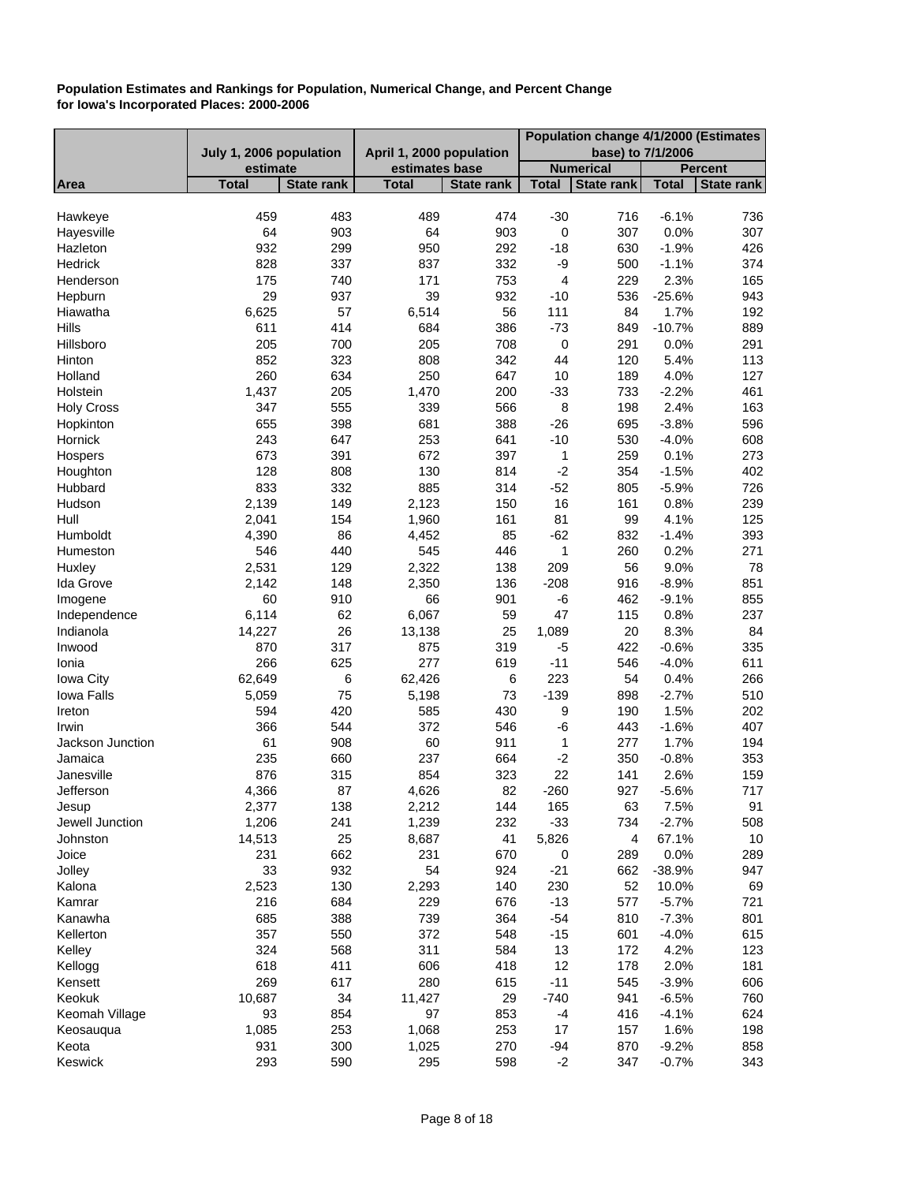**Population Estimates and Rankings for Population, Numerical Change, and Percent Change for Iowa's Incorporated Places: 2000-2006**

| | July 1, 2006 population estimate | | April 1, 2000 population estimates base | | Population change 4/1/2000 (Estimates base) to 7/1/2006 | | | |
|---|---|---|---|---|---|---|---|---|
| | | | | | Numerical | | Percent | |
| Area | Total | State rank | Total | State rank | Total | State rank | Total | State rank |
| Hawkeye | 459 | 483 | 489 | 474 | -30 | 716 | -6.1% | 736 |
| Hayesville | 64 | 903 | 64 | 903 | 0 | 307 | 0.0% | 307 |
| Hazleton | 932 | 299 | 950 | 292 | -18 | 630 | -1.9% | 426 |
| Hedrick | 828 | 337 | 837 | 332 | -9 | 500 | -1.1% | 374 |
| Henderson | 175 | 740 | 171 | 753 | 4 | 229 | 2.3% | 165 |
| Hepburn | 29 | 937 | 39 | 932 | -10 | 536 | -25.6% | 943 |
| Hiawatha | 6,625 | 57 | 6,514 | 56 | 111 | 84 | 1.7% | 192 |
| Hills | 611 | 414 | 684 | 386 | -73 | 849 | -10.7% | 889 |
| Hillsboro | 205 | 700 | 205 | 708 | 0 | 291 | 0.0% | 291 |
| Hinton | 852 | 323 | 808 | 342 | 44 | 120 | 5.4% | 113 |
| Holland | 260 | 634 | 250 | 647 | 10 | 189 | 4.0% | 127 |
| Holstein | 1,437 | 205 | 1,470 | 200 | -33 | 733 | -2.2% | 461 |
| Holy Cross | 347 | 555 | 339 | 566 | 8 | 198 | 2.4% | 163 |
| Hopkinton | 655 | 398 | 681 | 388 | -26 | 695 | -3.8% | 596 |
| Hornick | 243 | 647 | 253 | 641 | -10 | 530 | -4.0% | 608 |
| Hospers | 673 | 391 | 672 | 397 | 1 | 259 | 0.1% | 273 |
| Houghton | 128 | 808 | 130 | 814 | -2 | 354 | -1.5% | 402 |
| Hubbard | 833 | 332 | 885 | 314 | -52 | 805 | -5.9% | 726 |
| Hudson | 2,139 | 149 | 2,123 | 150 | 16 | 161 | 0.8% | 239 |
| Hull | 2,041 | 154 | 1,960 | 161 | 81 | 99 | 4.1% | 125 |
| Humboldt | 4,390 | 86 | 4,452 | 85 | -62 | 832 | -1.4% | 393 |
| Humeston | 546 | 440 | 545 | 446 | 1 | 260 | 0.2% | 271 |
| Huxley | 2,531 | 129 | 2,322 | 138 | 209 | 56 | 9.0% | 78 |
| Ida Grove | 2,142 | 148 | 2,350 | 136 | -208 | 916 | -8.9% | 851 |
| Imogene | 60 | 910 | 66 | 901 | -6 | 462 | -9.1% | 855 |
| Independence | 6,114 | 62 | 6,067 | 59 | 47 | 115 | 0.8% | 237 |
| Indianola | 14,227 | 26 | 13,138 | 25 | 1,089 | 20 | 8.3% | 84 |
| Inwood | 870 | 317 | 875 | 319 | -5 | 422 | -0.6% | 335 |
| Ionia | 266 | 625 | 277 | 619 | -11 | 546 | -4.0% | 611 |
| Iowa City | 62,649 | 6 | 62,426 | 6 | 223 | 54 | 0.4% | 266 |
| Iowa Falls | 5,059 | 75 | 5,198 | 73 | -139 | 898 | -2.7% | 510 |
| Ireton | 594 | 420 | 585 | 430 | 9 | 190 | 1.5% | 202 |
| Irwin | 366 | 544 | 372 | 546 | -6 | 443 | -1.6% | 407 |
| Jackson Junction | 61 | 908 | 60 | 911 | 1 | 277 | 1.7% | 194 |
| Jamaica | 235 | 660 | 237 | 664 | -2 | 350 | -0.8% | 353 |
| Janesville | 876 | 315 | 854 | 323 | 22 | 141 | 2.6% | 159 |
| Jefferson | 4,366 | 87 | 4,626 | 82 | -260 | 927 | -5.6% | 717 |
| Jesup | 2,377 | 138 | 2,212 | 144 | 165 | 63 | 7.5% | 91 |
| Jewell Junction | 1,206 | 241 | 1,239 | 232 | -33 | 734 | -2.7% | 508 |
| Johnston | 14,513 | 25 | 8,687 | 41 | 5,826 | 4 | 67.1% | 10 |
| Joice | 231 | 662 | 231 | 670 | 0 | 289 | 0.0% | 289 |
| Jolley | 33 | 932 | 54 | 924 | -21 | 662 | -38.9% | 947 |
| Kalona | 2,523 | 130 | 2,293 | 140 | 230 | 52 | 10.0% | 69 |
| Kamrar | 216 | 684 | 229 | 676 | -13 | 577 | -5.7% | 721 |
| Kanawha | 685 | 388 | 739 | 364 | -54 | 810 | -7.3% | 801 |
| Kellerton | 357 | 550 | 372 | 548 | -15 | 601 | -4.0% | 615 |
| Kelley | 324 | 568 | 311 | 584 | 13 | 172 | 4.2% | 123 |
| Kellogg | 618 | 411 | 606 | 418 | 12 | 178 | 2.0% | 181 |
| Kensett | 269 | 617 | 280 | 615 | -11 | 545 | -3.9% | 606 |
| Keokuk | 10,687 | 34 | 11,427 | 29 | -740 | 941 | -6.5% | 760 |
| Keomah Village | 93 | 854 | 97 | 853 | -4 | 416 | -4.1% | 624 |
| Keosauqua | 1,085 | 253 | 1,068 | 253 | 17 | 157 | 1.6% | 198 |
| Keota | 931 | 300 | 1,025 | 270 | -94 | 870 | -9.2% | 858 |
| Keswick | 293 | 590 | 295 | 598 | -2 | 347 | -0.7% | 343 |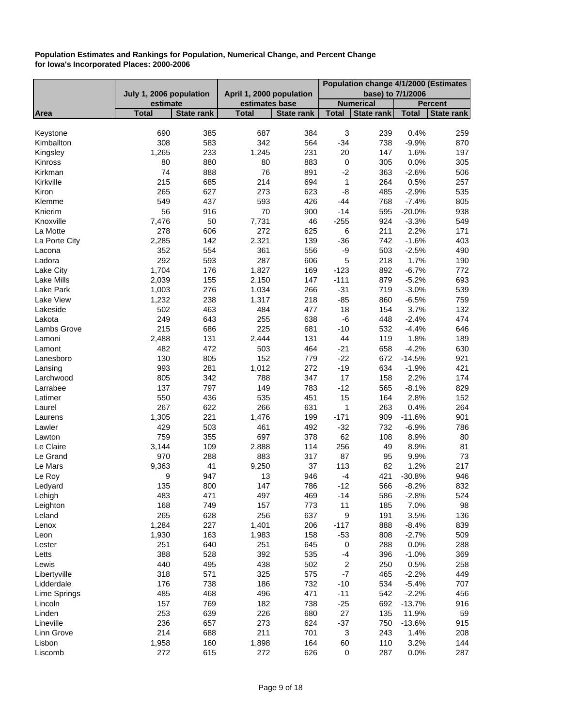**Population Estimates and Rankings for Population, Numerical Change, and Percent Change for Iowa's Incorporated Places: 2000-2006**

| Area | July 1, 2006 population estimate | | April 1, 2000 population estimates base | | Population change 4/1/2000 (Estimates base) to 7/1/2006 | | | |
|---|---|---|---|---|---|---|---|---|
| | | | | | Numerical | | Percent | |
| | Total | State rank | Total | State rank | Total | State rank | Total | State rank |
| Keystone | 690 | 385 | 687 | 384 | 3 | 239 | 0.4% | 259 |
| Kimballton | 308 | 583 | 342 | 564 | -34 | 738 | -9.9% | 870 |
| Kingsley | 1,265 | 233 | 1,245 | 231 | 20 | 147 | 1.6% | 197 |
| Kinross | 80 | 880 | 80 | 883 | 0 | 305 | 0.0% | 305 |
| Kirkman | 74 | 888 | 76 | 891 | -2 | 363 | -2.6% | 506 |
| Kirkville | 215 | 685 | 214 | 694 | 1 | 264 | 0.5% | 257 |
| Kiron | 265 | 627 | 273 | 623 | -8 | 485 | -2.9% | 535 |
| Klemme | 549 | 437 | 593 | 426 | -44 | 768 | -7.4% | 805 |
| Knierim | 56 | 916 | 70 | 900 | -14 | 595 | -20.0% | 938 |
| Knoxville | 7,476 | 50 | 7,731 | 46 | -255 | 924 | -3.3% | 549 |
| La Motte | 278 | 606 | 272 | 625 | 6 | 211 | 2.2% | 171 |
| La Porte City | 2,285 | 142 | 2,321 | 139 | -36 | 742 | -1.6% | 403 |
| Lacona | 352 | 554 | 361 | 556 | -9 | 503 | -2.5% | 490 |
| Ladora | 292 | 593 | 287 | 606 | 5 | 218 | 1.7% | 190 |
| Lake City | 1,704 | 176 | 1,827 | 169 | -123 | 892 | -6.7% | 772 |
| Lake Mills | 2,039 | 155 | 2,150 | 147 | -111 | 879 | -5.2% | 693 |
| Lake Park | 1,003 | 276 | 1,034 | 266 | -31 | 719 | -3.0% | 539 |
| Lake View | 1,232 | 238 | 1,317 | 218 | -85 | 860 | -6.5% | 759 |
| Lakeside | 502 | 463 | 484 | 477 | 18 | 154 | 3.7% | 132 |
| Lakota | 249 | 643 | 255 | 638 | -6 | 448 | -2.4% | 474 |
| Lambs Grove | 215 | 686 | 225 | 681 | -10 | 532 | -4.4% | 646 |
| Lamoni | 2,488 | 131 | 2,444 | 131 | 44 | 119 | 1.8% | 189 |
| Lamont | 482 | 472 | 503 | 464 | -21 | 658 | -4.2% | 630 |
| Lanesboro | 130 | 805 | 152 | 779 | -22 | 672 | -14.5% | 921 |
| Lansing | 993 | 281 | 1,012 | 272 | -19 | 634 | -1.9% | 421 |
| Larchwood | 805 | 342 | 788 | 347 | 17 | 158 | 2.2% | 174 |
| Larrabee | 137 | 797 | 149 | 783 | -12 | 565 | -8.1% | 829 |
| Latimer | 550 | 436 | 535 | 451 | 15 | 164 | 2.8% | 152 |
| Laurel | 267 | 622 | 266 | 631 | 1 | 263 | 0.4% | 264 |
| Laurens | 1,305 | 221 | 1,476 | 199 | -171 | 909 | -11.6% | 901 |
| Lawler | 429 | 503 | 461 | 492 | -32 | 732 | -6.9% | 786 |
| Lawton | 759 | 355 | 697 | 378 | 62 | 108 | 8.9% | 80 |
| Le Claire | 3,144 | 109 | 2,888 | 114 | 256 | 49 | 8.9% | 81 |
| Le Grand | 970 | 288 | 883 | 317 | 87 | 95 | 9.9% | 73 |
| Le Mars | 9,363 | 41 | 9,250 | 37 | 113 | 82 | 1.2% | 217 |
| Le Roy | 9 | 947 | 13 | 946 | -4 | 421 | -30.8% | 946 |
| Ledyard | 135 | 800 | 147 | 786 | -12 | 566 | -8.2% | 832 |
| Lehigh | 483 | 471 | 497 | 469 | -14 | 586 | -2.8% | 524 |
| Leighton | 168 | 749 | 157 | 773 | 11 | 185 | 7.0% | 98 |
| Leland | 265 | 628 | 256 | 637 | 9 | 191 | 3.5% | 136 |
| Lenox | 1,284 | 227 | 1,401 | 206 | -117 | 888 | -8.4% | 839 |
| Leon | 1,930 | 163 | 1,983 | 158 | -53 | 808 | -2.7% | 509 |
| Lester | 251 | 640 | 251 | 645 | 0 | 288 | 0.0% | 288 |
| Letts | 388 | 528 | 392 | 535 | -4 | 396 | -1.0% | 369 |
| Lewis | 440 | 495 | 438 | 502 | 2 | 250 | 0.5% | 258 |
| Libertyville | 318 | 571 | 325 | 575 | -7 | 465 | -2.2% | 449 |
| Lidderdale | 176 | 738 | 186 | 732 | -10 | 534 | -5.4% | 707 |
| Lime Springs | 485 | 468 | 496 | 471 | -11 | 542 | -2.2% | 456 |
| Lincoln | 157 | 769 | 182 | 738 | -25 | 692 | -13.7% | 916 |
| Linden | 253 | 639 | 226 | 680 | 27 | 135 | 11.9% | 59 |
| Lineville | 236 | 657 | 273 | 624 | -37 | 750 | -13.6% | 915 |
| Linn Grove | 214 | 688 | 211 | 701 | 3 | 243 | 1.4% | 208 |
| Lisbon | 1,958 | 160 | 1,898 | 164 | 60 | 110 | 3.2% | 144 |
| Liscomb | 272 | 615 | 272 | 626 | 0 | 287 | 0.0% | 287 |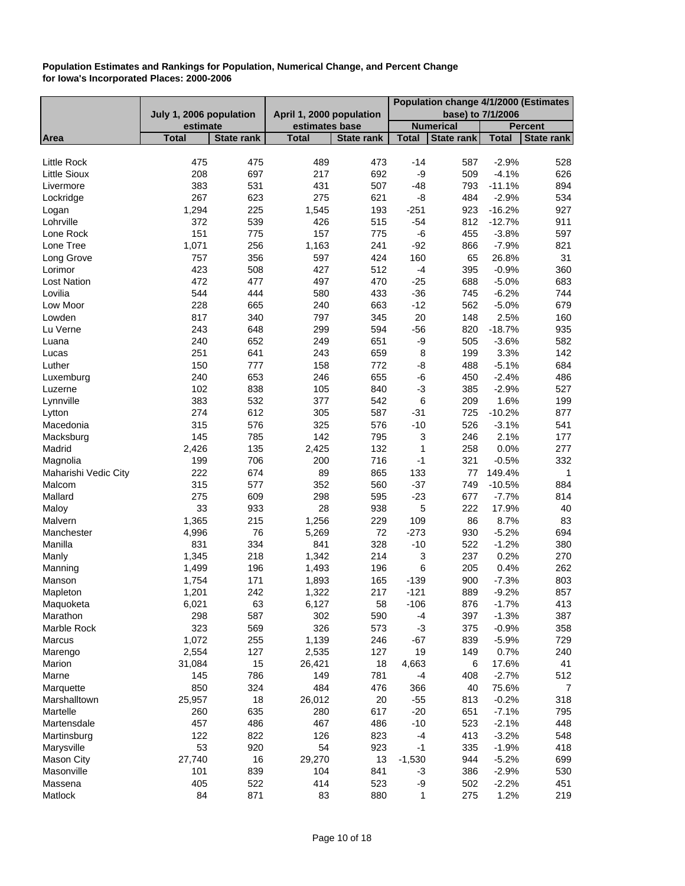**Population Estimates and Rankings for Population, Numerical Change, and Percent Change for Iowa's Incorporated Places: 2000-2006**

| | July 1, 2006 population estimate | | April 1, 2000 population estimates base | | Population change 4/1/2000 (Estimates base) to 7/1/2006 | | | |
|---|---|---|---|---|---|---|---|---|
| | | | | | Numerical | | Percent | |
| Area | Total | State rank | Total | State rank | Total | State rank | Total | State rank |
| Little Rock | 475 | 475 | 489 | 473 | -14 | 587 | -2.9% | 528 |
| Little Sioux | 208 | 697 | 217 | 692 | -9 | 509 | -4.1% | 626 |
| Livermore | 383 | 531 | 431 | 507 | -48 | 793 | -11.1% | 894 |
| Lockridge | 267 | 623 | 275 | 621 | -8 | 484 | -2.9% | 534 |
| Logan | 1,294 | 225 | 1,545 | 193 | -251 | 923 | -16.2% | 927 |
| Lohrville | 372 | 539 | 426 | 515 | -54 | 812 | -12.7% | 911 |
| Lone Rock | 151 | 775 | 157 | 775 | -6 | 455 | -3.8% | 597 |
| Lone Tree | 1,071 | 256 | 1,163 | 241 | -92 | 866 | -7.9% | 821 |
| Long Grove | 757 | 356 | 597 | 424 | 160 | 65 | 26.8% | 31 |
| Lorimor | 423 | 508 | 427 | 512 | -4 | 395 | -0.9% | 360 |
| Lost Nation | 472 | 477 | 497 | 470 | -25 | 688 | -5.0% | 683 |
| Lovilia | 544 | 444 | 580 | 433 | -36 | 745 | -6.2% | 744 |
| Low Moor | 228 | 665 | 240 | 663 | -12 | 562 | -5.0% | 679 |
| Lowden | 817 | 340 | 797 | 345 | 20 | 148 | 2.5% | 160 |
| Lu Verne | 243 | 648 | 299 | 594 | -56 | 820 | -18.7% | 935 |
| Luana | 240 | 652 | 249 | 651 | -9 | 505 | -3.6% | 582 |
| Lucas | 251 | 641 | 243 | 659 | 8 | 199 | 3.3% | 142 |
| Luther | 150 | 777 | 158 | 772 | -8 | 488 | -5.1% | 684 |
| Luxemburg | 240 | 653 | 246 | 655 | -6 | 450 | -2.4% | 486 |
| Luzerne | 102 | 838 | 105 | 840 | -3 | 385 | -2.9% | 527 |
| Lynnville | 383 | 532 | 377 | 542 | 6 | 209 | 1.6% | 199 |
| Lytton | 274 | 612 | 305 | 587 | -31 | 725 | -10.2% | 877 |
| Macedonia | 315 | 576 | 325 | 576 | -10 | 526 | -3.1% | 541 |
| Macksburg | 145 | 785 | 142 | 795 | 3 | 246 | 2.1% | 177 |
| Madrid | 2,426 | 135 | 2,425 | 132 | 1 | 258 | 0.0% | 277 |
| Magnolia | 199 | 706 | 200 | 716 | -1 | 321 | -0.5% | 332 |
| Maharishi Vedic City | 222 | 674 | 89 | 865 | 133 | 77 | 149.4% | 1 |
| Malcom | 315 | 577 | 352 | 560 | -37 | 749 | -10.5% | 884 |
| Mallard | 275 | 609 | 298 | 595 | -23 | 677 | -7.7% | 814 |
| Maloy | 33 | 933 | 28 | 938 | 5 | 222 | 17.9% | 40 |
| Malvern | 1,365 | 215 | 1,256 | 229 | 109 | 86 | 8.7% | 83 |
| Manchester | 4,996 | 76 | 5,269 | 72 | -273 | 930 | -5.2% | 694 |
| Manilla | 831 | 334 | 841 | 328 | -10 | 522 | -1.2% | 380 |
| Manly | 1,345 | 218 | 1,342 | 214 | 3 | 237 | 0.2% | 270 |
| Manning | 1,499 | 196 | 1,493 | 196 | 6 | 205 | 0.4% | 262 |
| Manson | 1,754 | 171 | 1,893 | 165 | -139 | 900 | -7.3% | 803 |
| Mapleton | 1,201 | 242 | 1,322 | 217 | -121 | 889 | -9.2% | 857 |
| Maquoketa | 6,021 | 63 | 6,127 | 58 | -106 | 876 | -1.7% | 413 |
| Marathon | 298 | 587 | 302 | 590 | -4 | 397 | -1.3% | 387 |
| Marble Rock | 323 | 569 | 326 | 573 | -3 | 375 | -0.9% | 358 |
| Marcus | 1,072 | 255 | 1,139 | 246 | -67 | 839 | -5.9% | 729 |
| Marengo | 2,554 | 127 | 2,535 | 127 | 19 | 149 | 0.7% | 240 |
| Marion | 31,084 | 15 | 26,421 | 18 | 4,663 | 6 | 17.6% | 41 |
| Marne | 145 | 786 | 149 | 781 | -4 | 408 | -2.7% | 512 |
| Marquette | 850 | 324 | 484 | 476 | 366 | 40 | 75.6% | 7 |
| Marshalltown | 25,957 | 18 | 26,012 | 20 | -55 | 813 | -0.2% | 318 |
| Martelle | 260 | 635 | 280 | 617 | -20 | 651 | -7.1% | 795 |
| Martensdale | 457 | 486 | 467 | 486 | -10 | 523 | -2.1% | 448 |
| Martinsburg | 122 | 822 | 126 | 823 | -4 | 413 | -3.2% | 548 |
| Marysville | 53 | 920 | 54 | 923 | -1 | 335 | -1.9% | 418 |
| Mason City | 27,740 | 16 | 29,270 | 13 | -1,530 | 944 | -5.2% | 699 |
| Masonville | 101 | 839 | 104 | 841 | -3 | 386 | -2.9% | 530 |
| Massena | 405 | 522 | 414 | 523 | -9 | 502 | -2.2% | 451 |
| Matlock | 84 | 871 | 83 | 880 | 1 | 275 | 1.2% | 219 |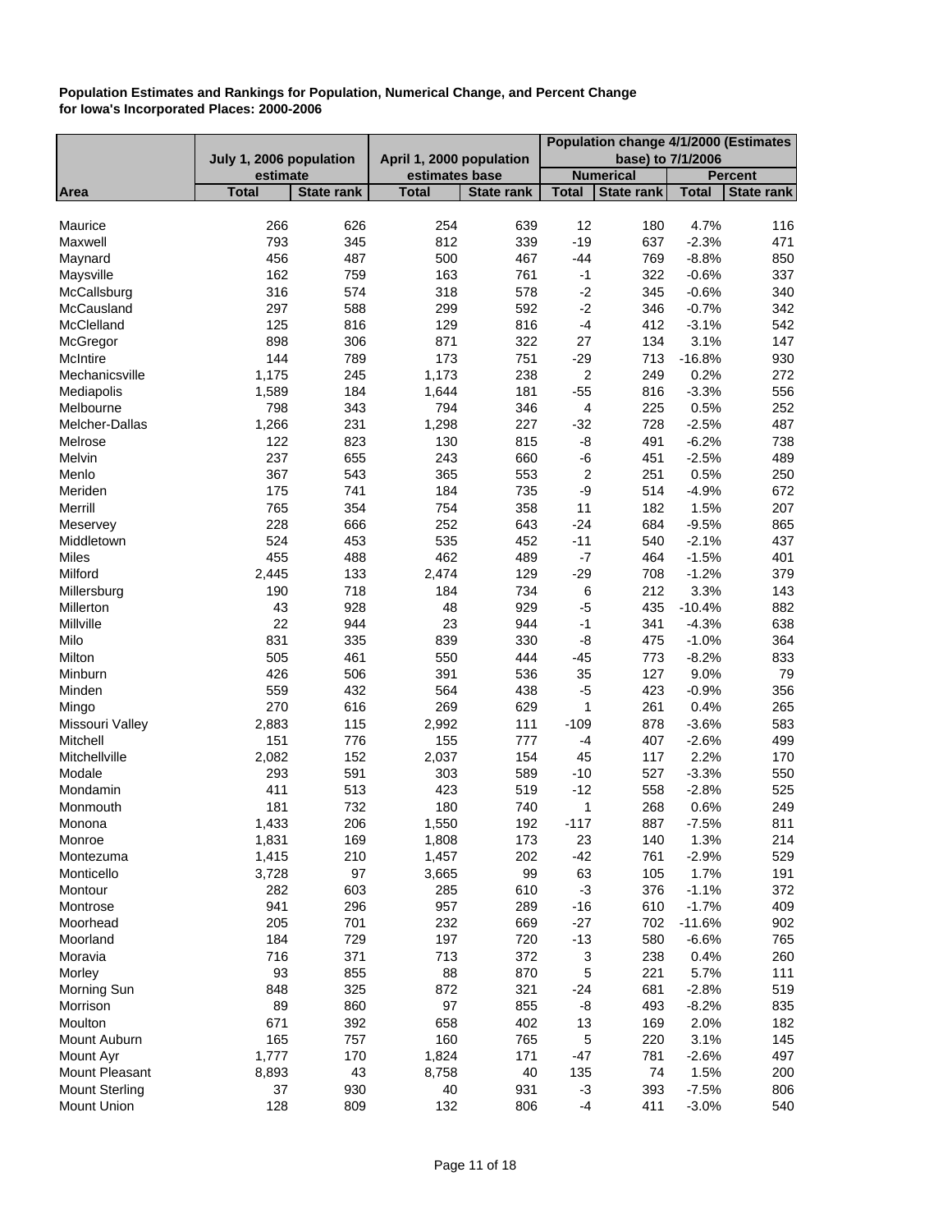**Population Estimates and Rankings for Population, Numerical Change, and Percent Change for Iowa's Incorporated Places: 2000-2006**

| | July 1, 2006 population estimate | | April 1, 2000 population estimates base | | Population change 4/1/2000 (Estimates base) to 7/1/2006 | | | |
|---|---|---|---|---|---|---|---|---|
| | | | | | Numerical | | Percent | |
| Area | Total | State rank | Total | State rank | Total | State rank | Total | State rank |
| Maurice | 266 | 626 | 254 | 639 | 12 | 180 | 4.7% | 116 |
| Maxwell | 793 | 345 | 812 | 339 | -19 | 637 | -2.3% | 471 |
| Maynard | 456 | 487 | 500 | 467 | -44 | 769 | -8.8% | 850 |
| Maysville | 162 | 759 | 163 | 761 | -1 | 322 | -0.6% | 337 |
| McCallsburg | 316 | 574 | 318 | 578 | -2 | 345 | -0.6% | 340 |
| McCausland | 297 | 588 | 299 | 592 | -2 | 346 | -0.7% | 342 |
| McClelland | 125 | 816 | 129 | 816 | -4 | 412 | -3.1% | 542 |
| McGregor | 898 | 306 | 871 | 322 | 27 | 134 | 3.1% | 147 |
| McIntire | 144 | 789 | 173 | 751 | -29 | 713 | -16.8% | 930 |
| Mechanicsville | 1,175 | 245 | 1,173 | 238 | 2 | 249 | 0.2% | 272 |
| Mediapolis | 1,589 | 184 | 1,644 | 181 | -55 | 816 | -3.3% | 556 |
| Melbourne | 798 | 343 | 794 | 346 | 4 | 225 | 0.5% | 252 |
| Melcher-Dallas | 1,266 | 231 | 1,298 | 227 | -32 | 728 | -2.5% | 487 |
| Melrose | 122 | 823 | 130 | 815 | -8 | 491 | -6.2% | 738 |
| Melvin | 237 | 655 | 243 | 660 | -6 | 451 | -2.5% | 489 |
| Menlo | 367 | 543 | 365 | 553 | 2 | 251 | 0.5% | 250 |
| Meriden | 175 | 741 | 184 | 735 | -9 | 514 | -4.9% | 672 |
| Merrill | 765 | 354 | 754 | 358 | 11 | 182 | 1.5% | 207 |
| Meservey | 228 | 666 | 252 | 643 | -24 | 684 | -9.5% | 865 |
| Middletown | 524 | 453 | 535 | 452 | -11 | 540 | -2.1% | 437 |
| Miles | 455 | 488 | 462 | 489 | -7 | 464 | -1.5% | 401 |
| Milford | 2,445 | 133 | 2,474 | 129 | -29 | 708 | -1.2% | 379 |
| Millersburg | 190 | 718 | 184 | 734 | 6 | 212 | 3.3% | 143 |
| Millerton | 43 | 928 | 48 | 929 | -5 | 435 | -10.4% | 882 |
| Millville | 22 | 944 | 23 | 944 | -1 | 341 | -4.3% | 638 |
| Milo | 831 | 335 | 839 | 330 | -8 | 475 | -1.0% | 364 |
| Milton | 505 | 461 | 550 | 444 | -45 | 773 | -8.2% | 833 |
| Minburn | 426 | 506 | 391 | 536 | 35 | 127 | 9.0% | 79 |
| Minden | 559 | 432 | 564 | 438 | -5 | 423 | -0.9% | 356 |
| Mingo | 270 | 616 | 269 | 629 | 1 | 261 | 0.4% | 265 |
| Missouri Valley | 2,883 | 115 | 2,992 | 111 | -109 | 878 | -3.6% | 583 |
| Mitchell | 151 | 776 | 155 | 777 | -4 | 407 | -2.6% | 499 |
| Mitchellville | 2,082 | 152 | 2,037 | 154 | 45 | 117 | 2.2% | 170 |
| Modale | 293 | 591 | 303 | 589 | -10 | 527 | -3.3% | 550 |
| Mondamin | 411 | 513 | 423 | 519 | -12 | 558 | -2.8% | 525 |
| Monmouth | 181 | 732 | 180 | 740 | 1 | 268 | 0.6% | 249 |
| Monona | 1,433 | 206 | 1,550 | 192 | -117 | 887 | -7.5% | 811 |
| Monroe | 1,831 | 169 | 1,808 | 173 | 23 | 140 | 1.3% | 214 |
| Montezuma | 1,415 | 210 | 1,457 | 202 | -42 | 761 | -2.9% | 529 |
| Monticello | 3,728 | 97 | 3,665 | 99 | 63 | 105 | 1.7% | 191 |
| Montour | 282 | 603 | 285 | 610 | -3 | 376 | -1.1% | 372 |
| Montrose | 941 | 296 | 957 | 289 | -16 | 610 | -1.7% | 409 |
| Moorhead | 205 | 701 | 232 | 669 | -27 | 702 | -11.6% | 902 |
| Moorland | 184 | 729 | 197 | 720 | -13 | 580 | -6.6% | 765 |
| Moravia | 716 | 371 | 713 | 372 | 3 | 238 | 0.4% | 260 |
| Morley | 93 | 855 | 88 | 870 | 5 | 221 | 5.7% | 111 |
| Morning Sun | 848 | 325 | 872 | 321 | -24 | 681 | -2.8% | 519 |
| Morrison | 89 | 860 | 97 | 855 | -8 | 493 | -8.2% | 835 |
| Moulton | 671 | 392 | 658 | 402 | 13 | 169 | 2.0% | 182 |
| Mount Auburn | 165 | 757 | 160 | 765 | 5 | 220 | 3.1% | 145 |
| Mount Ayr | 1,777 | 170 | 1,824 | 171 | -47 | 781 | -2.6% | 497 |
| Mount Pleasant | 8,893 | 43 | 8,758 | 40 | 135 | 74 | 1.5% | 200 |
| Mount Sterling | 37 | 930 | 40 | 931 | -3 | 393 | -7.5% | 806 |
| Mount Union | 128 | 809 | 132 | 806 | -4 | 411 | -3.0% | 540 |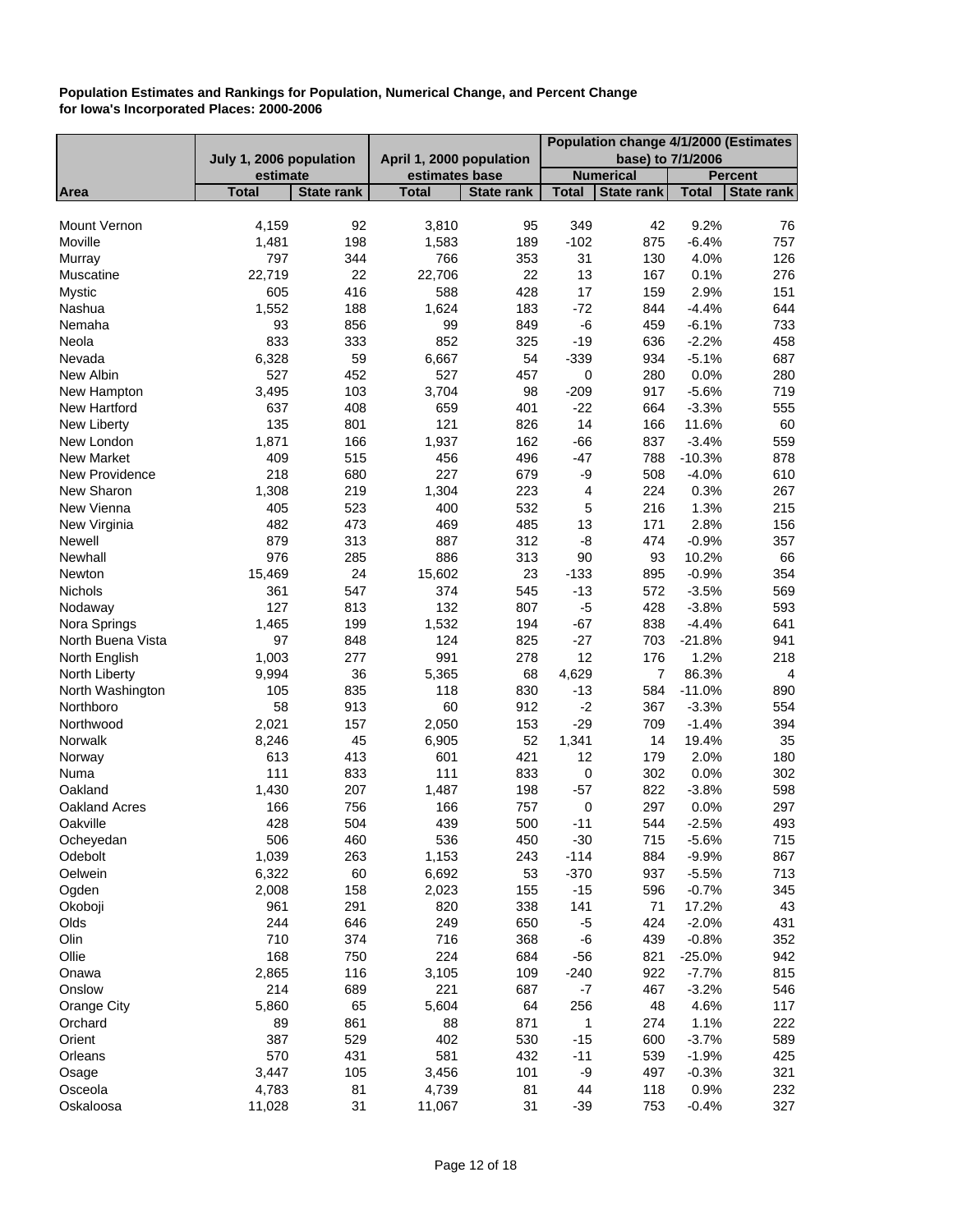**Population Estimates and Rankings for Population, Numerical Change, and Percent Change for Iowa's Incorporated Places: 2000-2006**

| | July 1, 2006 population estimate | | April 1, 2000 population estimates base | | Population change 4/1/2000 (Estimates base) to 7/1/2006 | | | |
|---|---|---|---|---|---|---|---|---|
| | | | | | Numerical | | Percent | |
| Area | Total | State rank | Total | State rank | Total | State rank | Total | State rank |
| Mount Vernon | 4,159 | 92 | 3,810 | 95 | 349 | 42 | 9.2% | 76 |
| Moville | 1,481 | 198 | 1,583 | 189 | -102 | 875 | -6.4% | 757 |
| Murray | 797 | 344 | 766 | 353 | 31 | 130 | 4.0% | 126 |
| Muscatine | 22,719 | 22 | 22,706 | 22 | 13 | 167 | 0.1% | 276 |
| Mystic | 605 | 416 | 588 | 428 | 17 | 159 | 2.9% | 151 |
| Nashua | 1,552 | 188 | 1,624 | 183 | -72 | 844 | -4.4% | 644 |
| Nemaha | 93 | 856 | 99 | 849 | -6 | 459 | -6.1% | 733 |
| Neola | 833 | 333 | 852 | 325 | -19 | 636 | -2.2% | 458 |
| Nevada | 6,328 | 59 | 6,667 | 54 | -339 | 934 | -5.1% | 687 |
| New Albin | 527 | 452 | 527 | 457 | 0 | 280 | 0.0% | 280 |
| New Hampton | 3,495 | 103 | 3,704 | 98 | -209 | 917 | -5.6% | 719 |
| New Hartford | 637 | 408 | 659 | 401 | -22 | 664 | -3.3% | 555 |
| New Liberty | 135 | 801 | 121 | 826 | 14 | 166 | 11.6% | 60 |
| New London | 1,871 | 166 | 1,937 | 162 | -66 | 837 | -3.4% | 559 |
| New Market | 409 | 515 | 456 | 496 | -47 | 788 | -10.3% | 878 |
| New Providence | 218 | 680 | 227 | 679 | -9 | 508 | -4.0% | 610 |
| New Sharon | 1,308 | 219 | 1,304 | 223 | 4 | 224 | 0.3% | 267 |
| New Vienna | 405 | 523 | 400 | 532 | 5 | 216 | 1.3% | 215 |
| New Virginia | 482 | 473 | 469 | 485 | 13 | 171 | 2.8% | 156 |
| Newell | 879 | 313 | 887 | 312 | -8 | 474 | -0.9% | 357 |
| Newhall | 976 | 285 | 886 | 313 | 90 | 93 | 10.2% | 66 |
| Newton | 15,469 | 24 | 15,602 | 23 | -133 | 895 | -0.9% | 354 |
| Nichols | 361 | 547 | 374 | 545 | -13 | 572 | -3.5% | 569 |
| Nodaway | 127 | 813 | 132 | 807 | -5 | 428 | -3.8% | 593 |
| Nora Springs | 1,465 | 199 | 1,532 | 194 | -67 | 838 | -4.4% | 641 |
| North Buena Vista | 97 | 848 | 124 | 825 | -27 | 703 | -21.8% | 941 |
| North English | 1,003 | 277 | 991 | 278 | 12 | 176 | 1.2% | 218 |
| North Liberty | 9,994 | 36 | 5,365 | 68 | 4,629 | 7 | 86.3% | 4 |
| North Washington | 105 | 835 | 118 | 830 | -13 | 584 | -11.0% | 890 |
| Northboro | 58 | 913 | 60 | 912 | -2 | 367 | -3.3% | 554 |
| Northwood | 2,021 | 157 | 2,050 | 153 | -29 | 709 | -1.4% | 394 |
| Norwalk | 8,246 | 45 | 6,905 | 52 | 1,341 | 14 | 19.4% | 35 |
| Norway | 613 | 413 | 601 | 421 | 12 | 179 | 2.0% | 180 |
| Numa | 111 | 833 | 111 | 833 | 0 | 302 | 0.0% | 302 |
| Oakland | 1,430 | 207 | 1,487 | 198 | -57 | 822 | -3.8% | 598 |
| Oakland Acres | 166 | 756 | 166 | 757 | 0 | 297 | 0.0% | 297 |
| Oakville | 428 | 504 | 439 | 500 | -11 | 544 | -2.5% | 493 |
| Ocheyedan | 506 | 460 | 536 | 450 | -30 | 715 | -5.6% | 715 |
| Odebolt | 1,039 | 263 | 1,153 | 243 | -114 | 884 | -9.9% | 867 |
| Oelwein | 6,322 | 60 | 6,692 | 53 | -370 | 937 | -5.5% | 713 |
| Ogden | 2,008 | 158 | 2,023 | 155 | -15 | 596 | -0.7% | 345 |
| Okoboji | 961 | 291 | 820 | 338 | 141 | 71 | 17.2% | 43 |
| Olds | 244 | 646 | 249 | 650 | -5 | 424 | -2.0% | 431 |
| Olin | 710 | 374 | 716 | 368 | -6 | 439 | -0.8% | 352 |
| Ollie | 168 | 750 | 224 | 684 | -56 | 821 | -25.0% | 942 |
| Onawa | 2,865 | 116 | 3,105 | 109 | -240 | 922 | -7.7% | 815 |
| Onslow | 214 | 689 | 221 | 687 | -7 | 467 | -3.2% | 546 |
| Orange City | 5,860 | 65 | 5,604 | 64 | 256 | 48 | 4.6% | 117 |
| Orchard | 89 | 861 | 88 | 871 | 1 | 274 | 1.1% | 222 |
| Orient | 387 | 529 | 402 | 530 | -15 | 600 | -3.7% | 589 |
| Orleans | 570 | 431 | 581 | 432 | -11 | 539 | -1.9% | 425 |
| Osage | 3,447 | 105 | 3,456 | 101 | -9 | 497 | -0.3% | 321 |
| Osceola | 4,783 | 81 | 4,739 | 81 | 44 | 118 | 0.9% | 232 |
| Oskaloosa | 11,028 | 31 | 11,067 | 31 | -39 | 753 | -0.4% | 327 |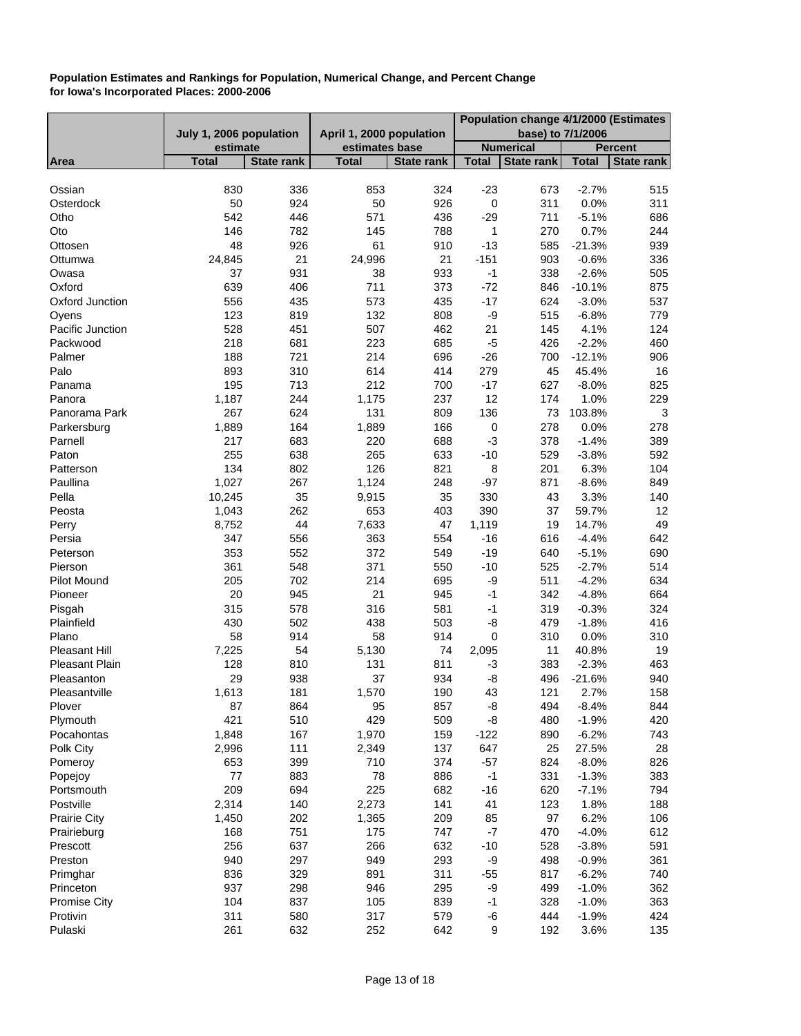**Population Estimates and Rankings for Population, Numerical Change, and Percent Change for Iowa's Incorporated Places: 2000-2006**

| | July 1, 2006 population estimate | | April 1, 2000 population estimates base | | Population change 4/1/2000 (Estimates base) to 7/1/2006 | | | |
|---|---|---|---|---|---|---|---|---|
| | | | | | Numerical | | Percent | |
| Area | Total | State rank | Total | State rank | Total | State rank | Total | State rank |
| Ossian | 830 | 336 | 853 | 324 | -23 | 673 | -2.7% | 515 |
| Osterdock | 50 | 924 | 50 | 926 | 0 | 311 | 0.0% | 311 |
| Otho | 542 | 446 | 571 | 436 | -29 | 711 | -5.1% | 686 |
| Oto | 146 | 782 | 145 | 788 | 1 | 270 | 0.7% | 244 |
| Ottosen | 48 | 926 | 61 | 910 | -13 | 585 | -21.3% | 939 |
| Ottumwa | 24,845 | 21 | 24,996 | 21 | -151 | 903 | -0.6% | 336 |
| Owasa | 37 | 931 | 38 | 933 | -1 | 338 | -2.6% | 505 |
| Oxford | 639 | 406 | 711 | 373 | -72 | 846 | -10.1% | 875 |
| Oxford Junction | 556 | 435 | 573 | 435 | -17 | 624 | -3.0% | 537 |
| Oyens | 123 | 819 | 132 | 808 | -9 | 515 | -6.8% | 779 |
| Pacific Junction | 528 | 451 | 507 | 462 | 21 | 145 | 4.1% | 124 |
| Packwood | 218 | 681 | 223 | 685 | -5 | 426 | -2.2% | 460 |
| Palmer | 188 | 721 | 214 | 696 | -26 | 700 | -12.1% | 906 |
| Palo | 893 | 310 | 614 | 414 | 279 | 45 | 45.4% | 16 |
| Panama | 195 | 713 | 212 | 700 | -17 | 627 | -8.0% | 825 |
| Panora | 1,187 | 244 | 1,175 | 237 | 12 | 174 | 1.0% | 229 |
| Panorama Park | 267 | 624 | 131 | 809 | 136 | 73 | 103.8% | 3 |
| Parkersburg | 1,889 | 164 | 1,889 | 166 | 0 | 278 | 0.0% | 278 |
| Parnell | 217 | 683 | 220 | 688 | -3 | 378 | -1.4% | 389 |
| Paton | 255 | 638 | 265 | 633 | -10 | 529 | -3.8% | 592 |
| Patterson | 134 | 802 | 126 | 821 | 8 | 201 | 6.3% | 104 |
| Paullina | 1,027 | 267 | 1,124 | 248 | -97 | 871 | -8.6% | 849 |
| Pella | 10,245 | 35 | 9,915 | 35 | 330 | 43 | 3.3% | 140 |
| Peosta | 1,043 | 262 | 653 | 403 | 390 | 37 | 59.7% | 12 |
| Perry | 8,752 | 44 | 7,633 | 47 | 1,119 | 19 | 14.7% | 49 |
| Persia | 347 | 556 | 363 | 554 | -16 | 616 | -4.4% | 642 |
| Peterson | 353 | 552 | 372 | 549 | -19 | 640 | -5.1% | 690 |
| Pierson | 361 | 548 | 371 | 550 | -10 | 525 | -2.7% | 514 |
| Pilot Mound | 205 | 702 | 214 | 695 | -9 | 511 | -4.2% | 634 |
| Pioneer | 20 | 945 | 21 | 945 | -1 | 342 | -4.8% | 664 |
| Pisgah | 315 | 578 | 316 | 581 | -1 | 319 | -0.3% | 324 |
| Plainfield | 430 | 502 | 438 | 503 | -8 | 479 | -1.8% | 416 |
| Plano | 58 | 914 | 58 | 914 | 0 | 310 | 0.0% | 310 |
| Pleasant Hill | 7,225 | 54 | 5,130 | 74 | 2,095 | 11 | 40.8% | 19 |
| Pleasant Plain | 128 | 810 | 131 | 811 | -3 | 383 | -2.3% | 463 |
| Pleasanton | 29 | 938 | 37 | 934 | -8 | 496 | -21.6% | 940 |
| Pleasantville | 1,613 | 181 | 1,570 | 190 | 43 | 121 | 2.7% | 158 |
| Plover | 87 | 864 | 95 | 857 | -8 | 494 | -8.4% | 844 |
| Plymouth | 421 | 510 | 429 | 509 | -8 | 480 | -1.9% | 420 |
| Pocahontas | 1,848 | 167 | 1,970 | 159 | -122 | 890 | -6.2% | 743 |
| Polk City | 2,996 | 111 | 2,349 | 137 | 647 | 25 | 27.5% | 28 |
| Pomeroy | 653 | 399 | 710 | 374 | -57 | 824 | -8.0% | 826 |
| Popejoy | 77 | 883 | 78 | 886 | -1 | 331 | -1.3% | 383 |
| Portsmouth | 209 | 694 | 225 | 682 | -16 | 620 | -7.1% | 794 |
| Postville | 2,314 | 140 | 2,273 | 141 | 41 | 123 | 1.8% | 188 |
| Prairie City | 1,450 | 202 | 1,365 | 209 | 85 | 97 | 6.2% | 106 |
| Prairieburg | 168 | 751 | 175 | 747 | -7 | 470 | -4.0% | 612 |
| Prescott | 256 | 637 | 266 | 632 | -10 | 528 | -3.8% | 591 |
| Preston | 940 | 297 | 949 | 293 | -9 | 498 | -0.9% | 361 |
| Primghar | 836 | 329 | 891 | 311 | -55 | 817 | -6.2% | 740 |
| Princeton | 937 | 298 | 946 | 295 | -9 | 499 | -1.0% | 362 |
| Promise City | 104 | 837 | 105 | 839 | -1 | 328 | -1.0% | 363 |
| Protivin | 311 | 580 | 317 | 579 | -6 | 444 | -1.9% | 424 |
| Pulaski | 261 | 632 | 252 | 642 | 9 | 192 | 3.6% | 135 |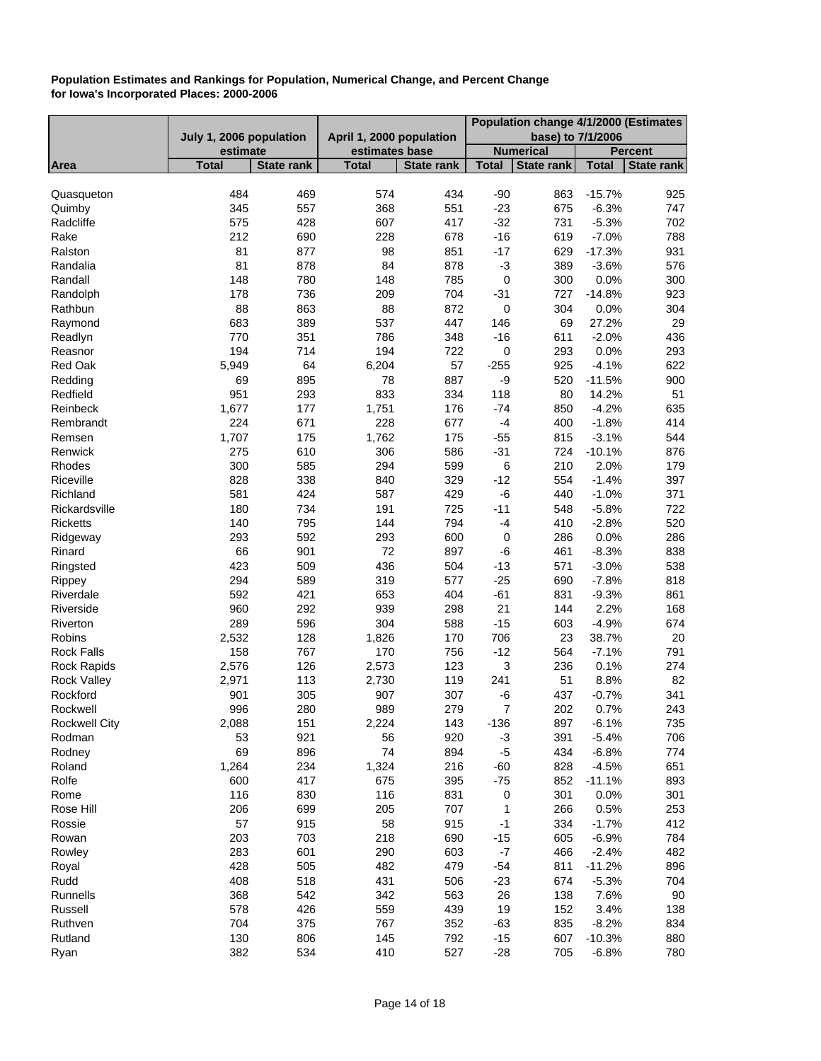**Population Estimates and Rankings for Population, Numerical Change, and Percent Change for Iowa's Incorporated Places: 2000-2006**

| | July 1, 2006 population estimate | | April 1, 2000 population estimates base | | Population change 4/1/2000 (Estimates base) to 7/1/2006 | | | |
|---|---|---|---|---|---|---|---|---|
| | | | | | Numerical | | Percent | |
| Area | Total | State rank | Total | State rank | Total | State rank | Total | State rank |
| Quasqueton | 484 | 469 | 574 | 434 | -90 | 863 | -15.7% | 925 |
| Quimby | 345 | 557 | 368 | 551 | -23 | 675 | -6.3% | 747 |
| Radcliffe | 575 | 428 | 607 | 417 | -32 | 731 | -5.3% | 702 |
| Rake | 212 | 690 | 228 | 678 | -16 | 619 | -7.0% | 788 |
| Ralston | 81 | 877 | 98 | 851 | -17 | 629 | -17.3% | 931 |
| Randalia | 81 | 878 | 84 | 878 | -3 | 389 | -3.6% | 576 |
| Randall | 148 | 780 | 148 | 785 | 0 | 300 | 0.0% | 300 |
| Randolph | 178 | 736 | 209 | 704 | -31 | 727 | -14.8% | 923 |
| Rathbun | 88 | 863 | 88 | 872 | 0 | 304 | 0.0% | 304 |
| Raymond | 683 | 389 | 537 | 447 | 146 | 69 | 27.2% | 29 |
| Readlyn | 770 | 351 | 786 | 348 | -16 | 611 | -2.0% | 436 |
| Reasnor | 194 | 714 | 194 | 722 | 0 | 293 | 0.0% | 293 |
| Red Oak | 5,949 | 64 | 6,204 | 57 | -255 | 925 | -4.1% | 622 |
| Redding | 69 | 895 | 78 | 887 | -9 | 520 | -11.5% | 900 |
| Redfield | 951 | 293 | 833 | 334 | 118 | 80 | 14.2% | 51 |
| Reinbeck | 1,677 | 177 | 1,751 | 176 | -74 | 850 | -4.2% | 635 |
| Rembrandt | 224 | 671 | 228 | 677 | -4 | 400 | -1.8% | 414 |
| Remsen | 1,707 | 175 | 1,762 | 175 | -55 | 815 | -3.1% | 544 |
| Renwick | 275 | 610 | 306 | 586 | -31 | 724 | -10.1% | 876 |
| Rhodes | 300 | 585 | 294 | 599 | 6 | 210 | 2.0% | 179 |
| Riceville | 828 | 338 | 840 | 329 | -12 | 554 | -1.4% | 397 |
| Richland | 581 | 424 | 587 | 429 | -6 | 440 | -1.0% | 371 |
| Rickardsville | 180 | 734 | 191 | 725 | -11 | 548 | -5.8% | 722 |
| Ricketts | 140 | 795 | 144 | 794 | -4 | 410 | -2.8% | 520 |
| Ridgeway | 293 | 592 | 293 | 600 | 0 | 286 | 0.0% | 286 |
| Rinard | 66 | 901 | 72 | 897 | -6 | 461 | -8.3% | 838 |
| Ringsted | 423 | 509 | 436 | 504 | -13 | 571 | -3.0% | 538 |
| Rippey | 294 | 589 | 319 | 577 | -25 | 690 | -7.8% | 818 |
| Riverdale | 592 | 421 | 653 | 404 | -61 | 831 | -9.3% | 861 |
| Riverside | 960 | 292 | 939 | 298 | 21 | 144 | 2.2% | 168 |
| Riverton | 289 | 596 | 304 | 588 | -15 | 603 | -4.9% | 674 |
| Robins | 2,532 | 128 | 1,826 | 170 | 706 | 23 | 38.7% | 20 |
| Rock Falls | 158 | 767 | 170 | 756 | -12 | 564 | -7.1% | 791 |
| Rock Rapids | 2,576 | 126 | 2,573 | 123 | 3 | 236 | 0.1% | 274 |
| Rock Valley | 2,971 | 113 | 2,730 | 119 | 241 | 51 | 8.8% | 82 |
| Rockford | 901 | 305 | 907 | 307 | -6 | 437 | -0.7% | 341 |
| Rockwell | 996 | 280 | 989 | 279 | 7 | 202 | 0.7% | 243 |
| Rockwell City | 2,088 | 151 | 2,224 | 143 | -136 | 897 | -6.1% | 735 |
| Rodman | 53 | 921 | 56 | 920 | -3 | 391 | -5.4% | 706 |
| Rodney | 69 | 896 | 74 | 894 | -5 | 434 | -6.8% | 774 |
| Roland | 1,264 | 234 | 1,324 | 216 | -60 | 828 | -4.5% | 651 |
| Rolfe | 600 | 417 | 675 | 395 | -75 | 852 | -11.1% | 893 |
| Rome | 116 | 830 | 116 | 831 | 0 | 301 | 0.0% | 301 |
| Rose Hill | 206 | 699 | 205 | 707 | 1 | 266 | 0.5% | 253 |
| Rossie | 57 | 915 | 58 | 915 | -1 | 334 | -1.7% | 412 |
| Rowan | 203 | 703 | 218 | 690 | -15 | 605 | -6.9% | 784 |
| Rowley | 283 | 601 | 290 | 603 | -7 | 466 | -2.4% | 482 |
| Royal | 428 | 505 | 482 | 479 | -54 | 811 | -11.2% | 896 |
| Rudd | 408 | 518 | 431 | 506 | -23 | 674 | -5.3% | 704 |
| Runnells | 368 | 542 | 342 | 563 | 26 | 138 | 7.6% | 90 |
| Russell | 578 | 426 | 559 | 439 | 19 | 152 | 3.4% | 138 |
| Ruthven | 704 | 375 | 767 | 352 | -63 | 835 | -8.2% | 834 |
| Rutland | 130 | 806 | 145 | 792 | -15 | 607 | -10.3% | 880 |
| Ryan | 382 | 534 | 410 | 527 | -28 | 705 | -6.8% | 780 |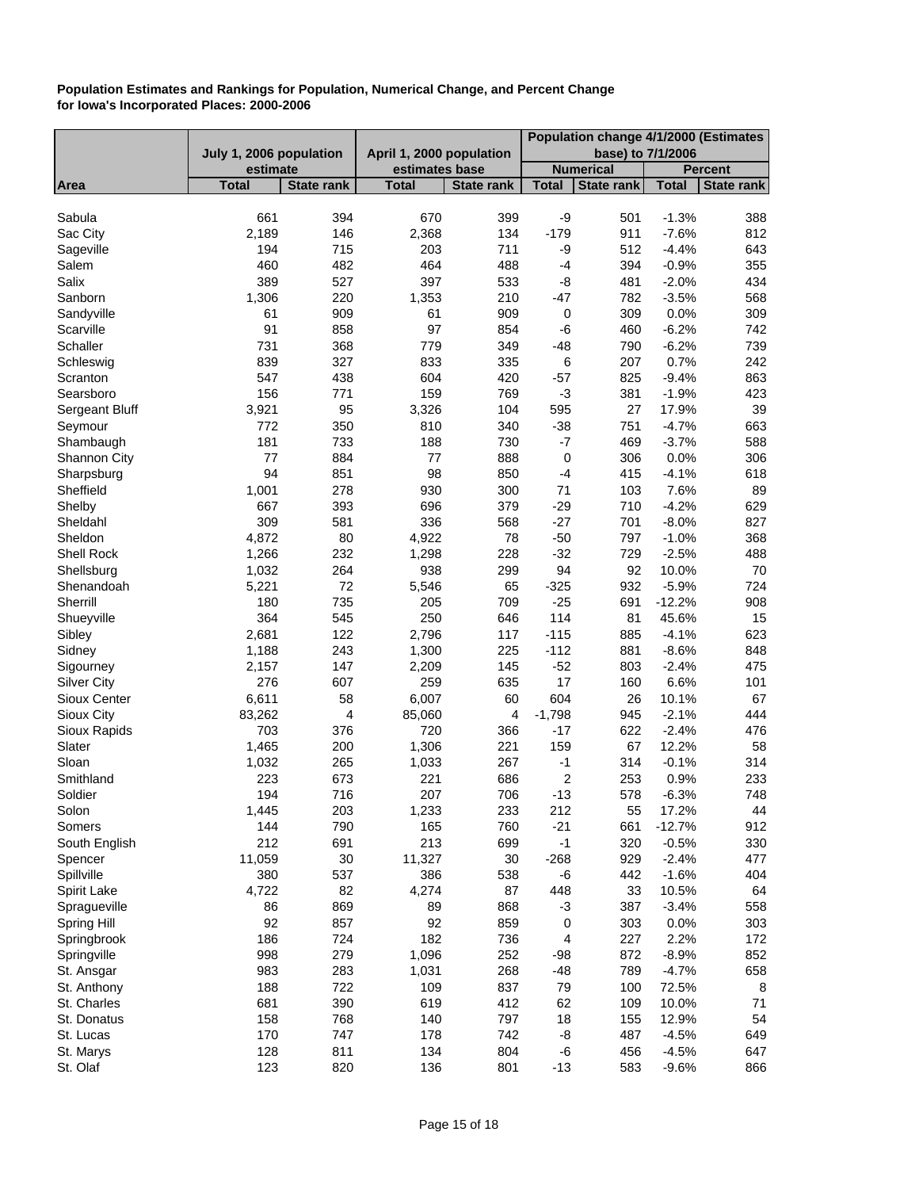**Population Estimates and Rankings for Population, Numerical Change, and Percent Change for Iowa's Incorporated Places: 2000-2006**

| | July 1, 2006 population estimate | | April 1, 2000 population estimates base | | Population change 4/1/2000 (Estimates base) to 7/1/2006 | | | |
|---|---|---|---|---|---|---|---|---|
| | | | | | Numerical | | Percent | |
| Area | Total | State rank | Total | State rank | Total | State rank | Total | State rank |
| Sabula | 661 | 394 | 670 | 399 | -9 | 501 | -1.3% | 388 |
| Sac City | 2,189 | 146 | 2,368 | 134 | -179 | 911 | -7.6% | 812 |
| Sageville | 194 | 715 | 203 | 711 | -9 | 512 | -4.4% | 643 |
| Salem | 460 | 482 | 464 | 488 | -4 | 394 | -0.9% | 355 |
| Salix | 389 | 527 | 397 | 533 | -8 | 481 | -2.0% | 434 |
| Sanborn | 1,306 | 220 | 1,353 | 210 | -47 | 782 | -3.5% | 568 |
| Sandyville | 61 | 909 | 61 | 909 | 0 | 309 | 0.0% | 309 |
| Scarville | 91 | 858 | 97 | 854 | -6 | 460 | -6.2% | 742 |
| Schaller | 731 | 368 | 779 | 349 | -48 | 790 | -6.2% | 739 |
| Schleswig | 839 | 327 | 833 | 335 | 6 | 207 | 0.7% | 242 |
| Scranton | 547 | 438 | 604 | 420 | -57 | 825 | -9.4% | 863 |
| Searsboro | 156 | 771 | 159 | 769 | -3 | 381 | -1.9% | 423 |
| Sergeant Bluff | 3,921 | 95 | 3,326 | 104 | 595 | 27 | 17.9% | 39 |
| Seymour | 772 | 350 | 810 | 340 | -38 | 751 | -4.7% | 663 |
| Shambaugh | 181 | 733 | 188 | 730 | -7 | 469 | -3.7% | 588 |
| Shannon City | 77 | 884 | 77 | 888 | 0 | 306 | 0.0% | 306 |
| Sharpsburg | 94 | 851 | 98 | 850 | -4 | 415 | -4.1% | 618 |
| Sheffield | 1,001 | 278 | 930 | 300 | 71 | 103 | 7.6% | 89 |
| Shelby | 667 | 393 | 696 | 379 | -29 | 710 | -4.2% | 629 |
| Sheldahl | 309 | 581 | 336 | 568 | -27 | 701 | -8.0% | 827 |
| Sheldon | 4,872 | 80 | 4,922 | 78 | -50 | 797 | -1.0% | 368 |
| Shell Rock | 1,266 | 232 | 1,298 | 228 | -32 | 729 | -2.5% | 488 |
| Shellsburg | 1,032 | 264 | 938 | 299 | 94 | 92 | 10.0% | 70 |
| Shenandoah | 5,221 | 72 | 5,546 | 65 | -325 | 932 | -5.9% | 724 |
| Sherrill | 180 | 735 | 205 | 709 | -25 | 691 | -12.2% | 908 |
| Shueyville | 364 | 545 | 250 | 646 | 114 | 81 | 45.6% | 15 |
| Sibley | 2,681 | 122 | 2,796 | 117 | -115 | 885 | -4.1% | 623 |
| Sidney | 1,188 | 243 | 1,300 | 225 | -112 | 881 | -8.6% | 848 |
| Sigourney | 2,157 | 147 | 2,209 | 145 | -52 | 803 | -2.4% | 475 |
| Silver City | 276 | 607 | 259 | 635 | 17 | 160 | 6.6% | 101 |
| Sioux Center | 6,611 | 58 | 6,007 | 60 | 604 | 26 | 10.1% | 67 |
| Sioux City | 83,262 | 4 | 85,060 | 4 | -1,798 | 945 | -2.1% | 444 |
| Sioux Rapids | 703 | 376 | 720 | 366 | -17 | 622 | -2.4% | 476 |
| Slater | 1,465 | 200 | 1,306 | 221 | 159 | 67 | 12.2% | 58 |
| Sloan | 1,032 | 265 | 1,033 | 267 | -1 | 314 | -0.1% | 314 |
| Smithland | 223 | 673 | 221 | 686 | 2 | 253 | 0.9% | 233 |
| Soldier | 194 | 716 | 207 | 706 | -13 | 578 | -6.3% | 748 |
| Solon | 1,445 | 203 | 1,233 | 233 | 212 | 55 | 17.2% | 44 |
| Somers | 144 | 790 | 165 | 760 | -21 | 661 | -12.7% | 912 |
| South English | 212 | 691 | 213 | 699 | -1 | 320 | -0.5% | 330 |
| Spencer | 11,059 | 30 | 11,327 | 30 | -268 | 929 | -2.4% | 477 |
| Spillville | 380 | 537 | 386 | 538 | -6 | 442 | -1.6% | 404 |
| Spirit Lake | 4,722 | 82 | 4,274 | 87 | 448 | 33 | 10.5% | 64 |
| Spragueville | 86 | 869 | 89 | 868 | -3 | 387 | -3.4% | 558 |
| Spring Hill | 92 | 857 | 92 | 859 | 0 | 303 | 0.0% | 303 |
| Springbrook | 186 | 724 | 182 | 736 | 4 | 227 | 2.2% | 172 |
| Springville | 998 | 279 | 1,096 | 252 | -98 | 872 | -8.9% | 852 |
| St. Ansgar | 983 | 283 | 1,031 | 268 | -48 | 789 | -4.7% | 658 |
| St. Anthony | 188 | 722 | 109 | 837 | 79 | 100 | 72.5% | 8 |
| St. Charles | 681 | 390 | 619 | 412 | 62 | 109 | 10.0% | 71 |
| St. Donatus | 158 | 768 | 140 | 797 | 18 | 155 | 12.9% | 54 |
| St. Lucas | 170 | 747 | 178 | 742 | -8 | 487 | -4.5% | 649 |
| St. Marys | 128 | 811 | 134 | 804 | -6 | 456 | -4.5% | 647 |
| St. Olaf | 123 | 820 | 136 | 801 | -13 | 583 | -9.6% | 866 |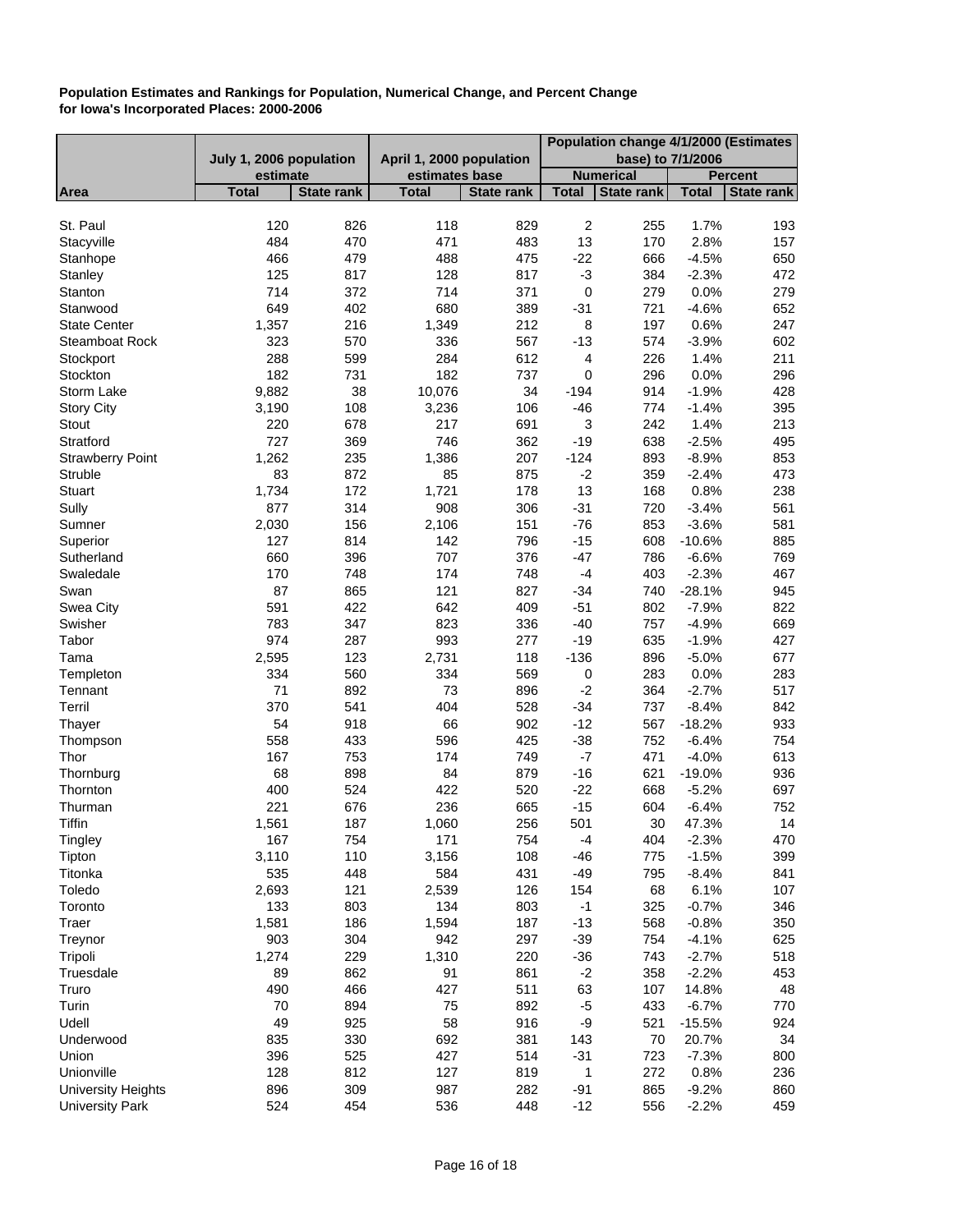**Population Estimates and Rankings for Population, Numerical Change, and Percent Change for Iowa's Incorporated Places: 2000-2006**

| | July 1, 2006 population estimate | | April 1, 2000 population estimates base | | Population change 4/1/2000 (Estimates base) to 7/1/2006 | | | |
|---|---|---|---|---|---|---|---|---|
| | | | | | Numerical | | Percent | |
| Area | Total | State rank | Total | State rank | Total | State rank | Total | State rank |
| St. Paul | 120 | 826 | 118 | 829 | 2 | 255 | 1.7% | 193 |
| Stacyville | 484 | 470 | 471 | 483 | 13 | 170 | 2.8% | 157 |
| Stanhope | 466 | 479 | 488 | 475 | -22 | 666 | -4.5% | 650 |
| Stanley | 125 | 817 | 128 | 817 | -3 | 384 | -2.3% | 472 |
| Stanton | 714 | 372 | 714 | 371 | 0 | 279 | 0.0% | 279 |
| Stanwood | 649 | 402 | 680 | 389 | -31 | 721 | -4.6% | 652 |
| State Center | 1,357 | 216 | 1,349 | 212 | 8 | 197 | 0.6% | 247 |
| Steamboat Rock | 323 | 570 | 336 | 567 | -13 | 574 | -3.9% | 602 |
| Stockport | 288 | 599 | 284 | 612 | 4 | 226 | 1.4% | 211 |
| Stockton | 182 | 731 | 182 | 737 | 0 | 296 | 0.0% | 296 |
| Storm Lake | 9,882 | 38 | 10,076 | 34 | -194 | 914 | -1.9% | 428 |
| Story City | 3,190 | 108 | 3,236 | 106 | -46 | 774 | -1.4% | 395 |
| Stout | 220 | 678 | 217 | 691 | 3 | 242 | 1.4% | 213 |
| Stratford | 727 | 369 | 746 | 362 | -19 | 638 | -2.5% | 495 |
| Strawberry Point | 1,262 | 235 | 1,386 | 207 | -124 | 893 | -8.9% | 853 |
| Struble | 83 | 872 | 85 | 875 | -2 | 359 | -2.4% | 473 |
| Stuart | 1,734 | 172 | 1,721 | 178 | 13 | 168 | 0.8% | 238 |
| Sully | 877 | 314 | 908 | 306 | -31 | 720 | -3.4% | 561 |
| Sumner | 2,030 | 156 | 2,106 | 151 | -76 | 853 | -3.6% | 581 |
| Superior | 127 | 814 | 142 | 796 | -15 | 608 | -10.6% | 885 |
| Sutherland | 660 | 396 | 707 | 376 | -47 | 786 | -6.6% | 769 |
| Swaledale | 170 | 748 | 174 | 748 | -4 | 403 | -2.3% | 467 |
| Swan | 87 | 865 | 121 | 827 | -34 | 740 | -28.1% | 945 |
| Swea City | 591 | 422 | 642 | 409 | -51 | 802 | -7.9% | 822 |
| Swisher | 783 | 347 | 823 | 336 | -40 | 757 | -4.9% | 669 |
| Tabor | 974 | 287 | 993 | 277 | -19 | 635 | -1.9% | 427 |
| Tama | 2,595 | 123 | 2,731 | 118 | -136 | 896 | -5.0% | 677 |
| Templeton | 334 | 560 | 334 | 569 | 0 | 283 | 0.0% | 283 |
| Tennant | 71 | 892 | 73 | 896 | -2 | 364 | -2.7% | 517 |
| Terril | 370 | 541 | 404 | 528 | -34 | 737 | -8.4% | 842 |
| Thayer | 54 | 918 | 66 | 902 | -12 | 567 | -18.2% | 933 |
| Thompson | 558 | 433 | 596 | 425 | -38 | 752 | -6.4% | 754 |
| Thor | 167 | 753 | 174 | 749 | -7 | 471 | -4.0% | 613 |
| Thornburg | 68 | 898 | 84 | 879 | -16 | 621 | -19.0% | 936 |
| Thornton | 400 | 524 | 422 | 520 | -22 | 668 | -5.2% | 697 |
| Thurman | 221 | 676 | 236 | 665 | -15 | 604 | -6.4% | 752 |
| Tiffin | 1,561 | 187 | 1,060 | 256 | 501 | 30 | 47.3% | 14 |
| Tingley | 167 | 754 | 171 | 754 | -4 | 404 | -2.3% | 470 |
| Tipton | 3,110 | 110 | 3,156 | 108 | -46 | 775 | -1.5% | 399 |
| Titonka | 535 | 448 | 584 | 431 | -49 | 795 | -8.4% | 841 |
| Toledo | 2,693 | 121 | 2,539 | 126 | 154 | 68 | 6.1% | 107 |
| Toronto | 133 | 803 | 134 | 803 | -1 | 325 | -0.7% | 346 |
| Traer | 1,581 | 186 | 1,594 | 187 | -13 | 568 | -0.8% | 350 |
| Treynor | 903 | 304 | 942 | 297 | -39 | 754 | -4.1% | 625 |
| Tripoli | 1,274 | 229 | 1,310 | 220 | -36 | 743 | -2.7% | 518 |
| Truesdale | 89 | 862 | 91 | 861 | -2 | 358 | -2.2% | 453 |
| Truro | 490 | 466 | 427 | 511 | 63 | 107 | 14.8% | 48 |
| Turin | 70 | 894 | 75 | 892 | -5 | 433 | -6.7% | 770 |
| Udell | 49 | 925 | 58 | 916 | -9 | 521 | -15.5% | 924 |
| Underwood | 835 | 330 | 692 | 381 | 143 | 70 | 20.7% | 34 |
| Union | 396 | 525 | 427 | 514 | -31 | 723 | -7.3% | 800 |
| Unionville | 128 | 812 | 127 | 819 | 1 | 272 | 0.8% | 236 |
| University Heights | 896 | 309 | 987 | 282 | -91 | 865 | -9.2% | 860 |
| University Park | 524 | 454 | 536 | 448 | -12 | 556 | -2.2% | 459 |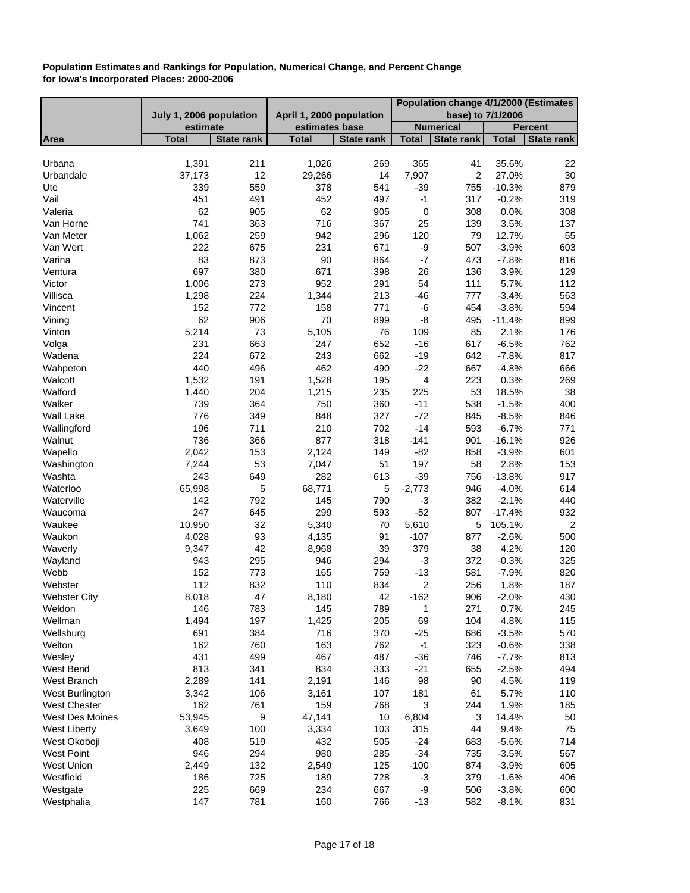**Population Estimates and Rankings for Population, Numerical Change, and Percent Change for Iowa's Incorporated Places: 2000-2006**

| Area | July 1, 2006 population estimate | | April 1, 2000 population estimates base | | Population change 4/1/2000 (Estimates base) to 7/1/2006 | | | |
|---|---|---|---|---|---|---|---|---|
| | | | | | Numerical | | Percent | |
| | Total | State rank | Total | State rank | Total | State rank | Total | State rank |
| Urbana | 1,391 | 211 | 1,026 | 269 | 365 | 41 | 35.6% | 22 |
| Urbandale | 37,173 | 12 | 29,266 | 14 | 7,907 | 2 | 27.0% | 30 |
| Ute | 339 | 559 | 378 | 541 | -39 | 755 | -10.3% | 879 |
| Vail | 451 | 491 | 452 | 497 | -1 | 317 | -0.2% | 319 |
| Valeria | 62 | 905 | 62 | 905 | 0 | 308 | 0.0% | 308 |
| Van Horne | 741 | 363 | 716 | 367 | 25 | 139 | 3.5% | 137 |
| Van Meter | 1,062 | 259 | 942 | 296 | 120 | 79 | 12.7% | 55 |
| Van Wert | 222 | 675 | 231 | 671 | -9 | 507 | -3.9% | 603 |
| Varina | 83 | 873 | 90 | 864 | -7 | 473 | -7.8% | 816 |
| Ventura | 697 | 380 | 671 | 398 | 26 | 136 | 3.9% | 129 |
| Victor | 1,006 | 273 | 952 | 291 | 54 | 111 | 5.7% | 112 |
| Villisca | 1,298 | 224 | 1,344 | 213 | -46 | 777 | -3.4% | 563 |
| Vincent | 152 | 772 | 158 | 771 | -6 | 454 | -3.8% | 594 |
| Vining | 62 | 906 | 70 | 899 | -8 | 495 | -11.4% | 899 |
| Vinton | 5,214 | 73 | 5,105 | 76 | 109 | 85 | 2.1% | 176 |
| Volga | 231 | 663 | 247 | 652 | -16 | 617 | -6.5% | 762 |
| Wadena | 224 | 672 | 243 | 662 | -19 | 642 | -7.8% | 817 |
| Wahpeton | 440 | 496 | 462 | 490 | -22 | 667 | -4.8% | 666 |
| Walcott | 1,532 | 191 | 1,528 | 195 | 4 | 223 | 0.3% | 269 |
| Walford | 1,440 | 204 | 1,215 | 235 | 225 | 53 | 18.5% | 38 |
| Walker | 739 | 364 | 750 | 360 | -11 | 538 | -1.5% | 400 |
| Wall Lake | 776 | 349 | 848 | 327 | -72 | 845 | -8.5% | 846 |
| Wallingford | 196 | 711 | 210 | 702 | -14 | 593 | -6.7% | 771 |
| Walnut | 736 | 366 | 877 | 318 | -141 | 901 | -16.1% | 926 |
| Wapello | 2,042 | 153 | 2,124 | 149 | -82 | 858 | -3.9% | 601 |
| Washington | 7,244 | 53 | 7,047 | 51 | 197 | 58 | 2.8% | 153 |
| Washta | 243 | 649 | 282 | 613 | -39 | 756 | -13.8% | 917 |
| Waterloo | 65,998 | 5 | 68,771 | 5 | -2,773 | 946 | -4.0% | 614 |
| Waterville | 142 | 792 | 145 | 790 | -3 | 382 | -2.1% | 440 |
| Waucoma | 247 | 645 | 299 | 593 | -52 | 807 | -17.4% | 932 |
| Waukee | 10,950 | 32 | 5,340 | 70 | 5,610 | 5 | 105.1% | 2 |
| Waukon | 4,028 | 93 | 4,135 | 91 | -107 | 877 | -2.6% | 500 |
| Waverly | 9,347 | 42 | 8,968 | 39 | 379 | 38 | 4.2% | 120 |
| Wayland | 943 | 295 | 946 | 294 | -3 | 372 | -0.3% | 325 |
| Webb | 152 | 773 | 165 | 759 | -13 | 581 | -7.9% | 820 |
| Webster | 112 | 832 | 110 | 834 | 2 | 256 | 1.8% | 187 |
| Webster City | 8,018 | 47 | 8,180 | 42 | -162 | 906 | -2.0% | 430 |
| Weldon | 146 | 783 | 145 | 789 | 1 | 271 | 0.7% | 245 |
| Wellman | 1,494 | 197 | 1,425 | 205 | 69 | 104 | 4.8% | 115 |
| Wellsburg | 691 | 384 | 716 | 370 | -25 | 686 | -3.5% | 570 |
| Welton | 162 | 760 | 163 | 762 | -1 | 323 | -0.6% | 338 |
| Wesley | 431 | 499 | 467 | 487 | -36 | 746 | -7.7% | 813 |
| West Bend | 813 | 341 | 834 | 333 | -21 | 655 | -2.5% | 494 |
| West Branch | 2,289 | 141 | 2,191 | 146 | 98 | 90 | 4.5% | 119 |
| West Burlington | 3,342 | 106 | 3,161 | 107 | 181 | 61 | 5.7% | 110 |
| West Chester | 162 | 761 | 159 | 768 | 3 | 244 | 1.9% | 185 |
| West Des Moines | 53,945 | 9 | 47,141 | 10 | 6,804 | 3 | 14.4% | 50 |
| West Liberty | 3,649 | 100 | 3,334 | 103 | 315 | 44 | 9.4% | 75 |
| West Okoboji | 408 | 519 | 432 | 505 | -24 | 683 | -5.6% | 714 |
| West Point | 946 | 294 | 980 | 285 | -34 | 735 | -3.5% | 567 |
| West Union | 2,449 | 132 | 2,549 | 125 | -100 | 874 | -3.9% | 605 |
| Westfield | 186 | 725 | 189 | 728 | -3 | 379 | -1.6% | 406 |
| Westgate | 225 | 669 | 234 | 667 | -9 | 506 | -3.8% | 600 |
| Westphalia | 147 | 781 | 160 | 766 | -13 | 582 | -8.1% | 831 |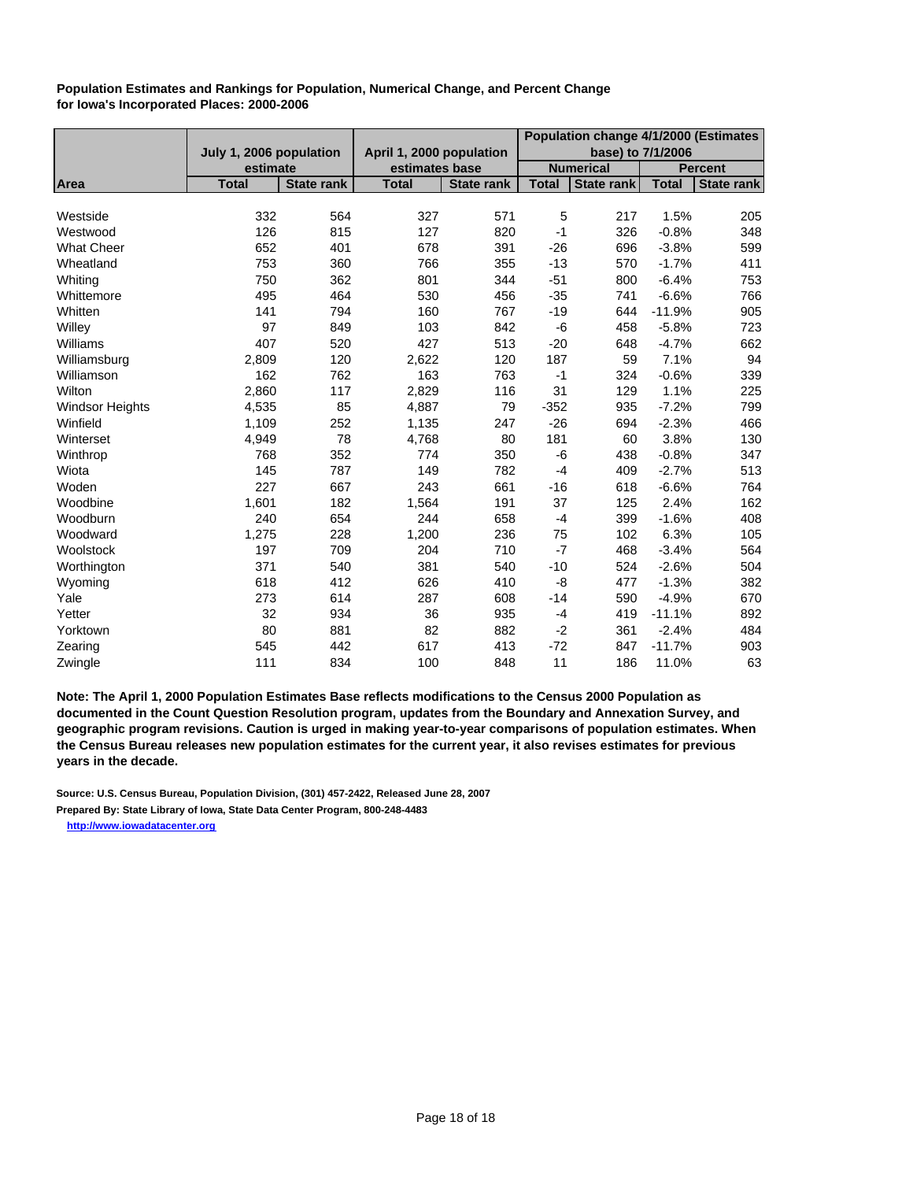**Population Estimates and Rankings for Population, Numerical Change, and Percent Change for Iowa's Incorporated Places: 2000-2006**

| | July 1, 2006 population estimate | | April 1, 2000 population estimates base | | Population change 4/1/2000 (Estimates base) to 7/1/2006 | | | |
|---|---|---|---|---|---|---|---|---|
| | | | | | Numerical | | Percent | |
| Area | Total | State rank | Total | State rank | Total | State rank | Total | State rank |
| Westside | 332 | 564 | 327 | 571 | 5 | 217 | 1.5% | 205 |
| Westwood | 126 | 815 | 127 | 820 | -1 | 326 | -0.8% | 348 |
| What Cheer | 652 | 401 | 678 | 391 | -26 | 696 | -3.8% | 599 |
| Wheatland | 753 | 360 | 766 | 355 | -13 | 570 | -1.7% | 411 |
| Whiting | 750 | 362 | 801 | 344 | -51 | 800 | -6.4% | 753 |
| Whittemore | 495 | 464 | 530 | 456 | -35 | 741 | -6.6% | 766 |
| Whitten | 141 | 794 | 160 | 767 | -19 | 644 | -11.9% | 905 |
| Willey | 97 | 849 | 103 | 842 | -6 | 458 | -5.8% | 723 |
| Williams | 407 | 520 | 427 | 513 | -20 | 648 | -4.7% | 662 |
| Williamsburg | 2,809 | 120 | 2,622 | 120 | 187 | 59 | 7.1% | 94 |
| Williamson | 162 | 762 | 163 | 763 | -1 | 324 | -0.6% | 339 |
| Wilton | 2,860 | 117 | 2,829 | 116 | 31 | 129 | 1.1% | 225 |
| Windsor Heights | 4,535 | 85 | 4,887 | 79 | -352 | 935 | -7.2% | 799 |
| Winfield | 1,109 | 252 | 1,135 | 247 | -26 | 694 | -2.3% | 466 |
| Winterset | 4,949 | 78 | 4,768 | 80 | 181 | 60 | 3.8% | 130 |
| Winthrop | 768 | 352 | 774 | 350 | -6 | 438 | -0.8% | 347 |
| Wiota | 145 | 787 | 149 | 782 | -4 | 409 | -2.7% | 513 |
| Woden | 227 | 667 | 243 | 661 | -16 | 618 | -6.6% | 764 |
| Woodbine | 1,601 | 182 | 1,564 | 191 | 37 | 125 | 2.4% | 162 |
| Woodburn | 240 | 654 | 244 | 658 | -4 | 399 | -1.6% | 408 |
| Woodward | 1,275 | 228 | 1,200 | 236 | 75 | 102 | 6.3% | 105 |
| Woolstock | 197 | 709 | 204 | 710 | -7 | 468 | -3.4% | 564 |
| Worthington | 371 | 540 | 381 | 540 | -10 | 524 | -2.6% | 504 |
| Wyoming | 618 | 412 | 626 | 410 | -8 | 477 | -1.3% | 382 |
| Yale | 273 | 614 | 287 | 608 | -14 | 590 | -4.9% | 670 |
| Yetter | 32 | 934 | 36 | 935 | -4 | 419 | -11.1% | 892 |
| Yorktown | 80 | 881 | 82 | 882 | -2 | 361 | -2.4% | 484 |
| Zearing | 545 | 442 | 617 | 413 | -72 | 847 | -11.7% | 903 |
| Zwingle | 111 | 834 | 100 | 848 | 11 | 186 | 11.0% | 63 |

**Note: The April 1, 2000 Population Estimates Base reflects modifications to the Census 2000 Population as documented in the Count Question Resolution program, updates from the Boundary and Annexation Survey, and geographic program revisions. Caution is urged in making year-to-year comparisons of population estimates. When the Census Bureau releases new population estimates for the current year, it also revises estimates for previous years in the decade.**

**Source: U.S. Census Bureau, Population Division, (301) 457-2422, Released June 28, 2007**

**Prepared By: State Library of Iowa, State Data Center Program, 800-248-4483**

**http://www.iowadatacenter.org**